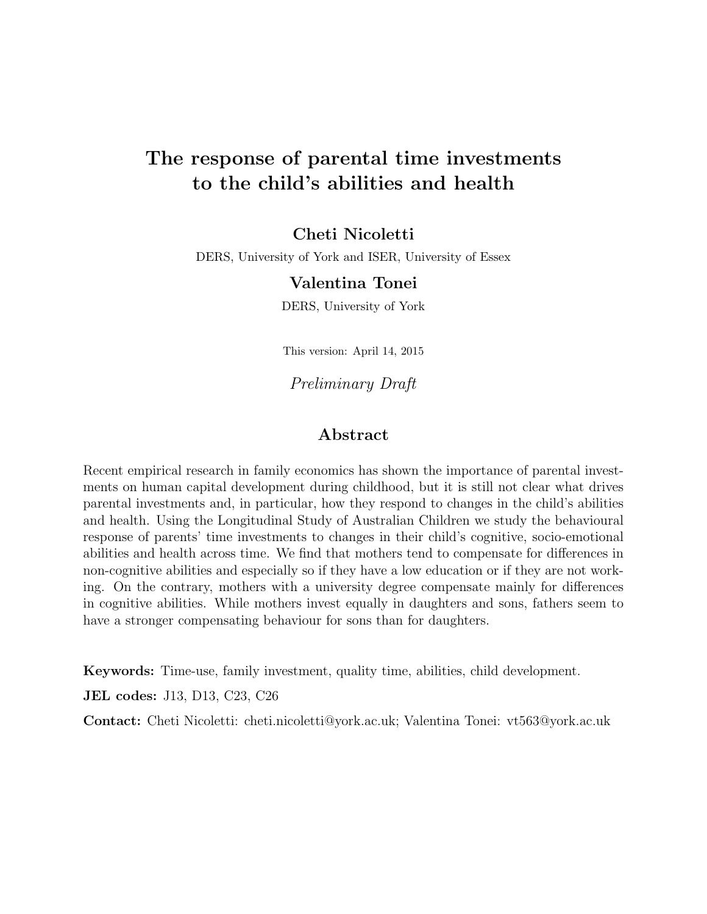# The response of parental time investments to the child's abilities and health

**Cheti Nicoletti**

DERS, University of York and ISER, University of Essex

**Valentina Tonei**

DERS, University of York

This version: April 14, 2015

*Preliminary Draft*

## Abstract

Recent empirical research in family economics has shown the importance of parental investments on human capital development during childhood, but it is still not clear what drives parental investments and, in particular, how they respond to changes in the child's abilities and health. Using the Longitudinal Study of Australian Children we study the behavioural response of parents' time investments to changes in their child's cognitive, socio-emotional abilities and health across time. We find that mothers tend to compensate for differences in non-cognitive abilities and especially so if they have a low education or if they are not working. On the contrary, mothers with a university degree compensate mainly for differences in cognitive abilities. While mothers invest equally in daughters and sons, fathers seem to have a stronger compensating behaviour for sons than for daughters.

**Keywords:** Time-use, family investment, quality time, abilities, child development.

**JEL codes:** J13, D13, C23, C26

**Contact:** Cheti Nicoletti: cheti.nicoletti@york.ac.uk; Valentina Tonei: vt563@york.ac.uk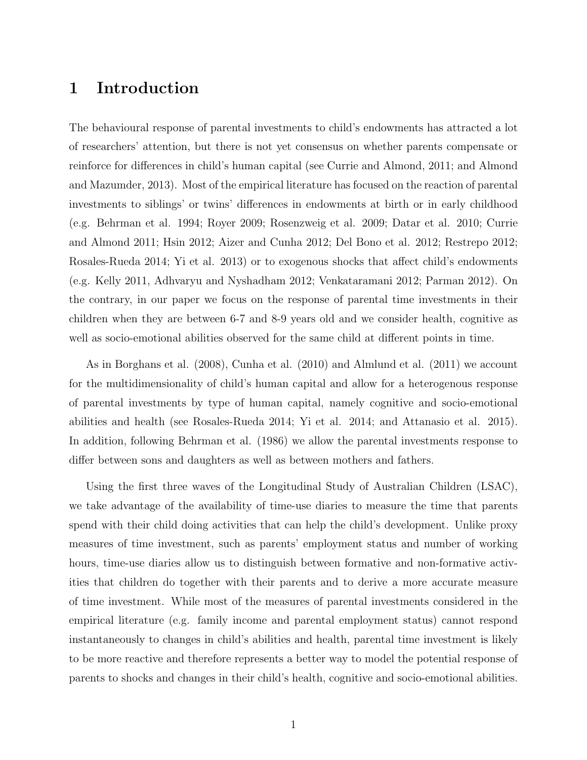# 1 Introduction

The behavioural response of parental investments to child's endowments has attracted a lot of researchers' attention, but there is not yet consensus on whether parents compensate or reinforce for differences in child's human capital (see Currie and Almond, 2011; and Almond and Mazumder, 2013). Most of the empirical literature has focused on the reaction of parental investments to siblings' or twins' differences in endowments at birth or in early childhood (e.g. Behrman et al. 1994; Royer 2009; Rosenzweig et al. 2009; Datar et al. 2010; Currie and Almond 2011; Hsin 2012; Aizer and Cunha 2012; Del Bono et al. 2012; Restrepo 2012; Rosales-Rueda 2014; Yi et al. 2013) or to exogenous shocks that affect child's endowments (e.g. Kelly 2011, Adhvaryu and Nyshadham 2012; Venkataramani 2012; Parman 2012). On the contrary, in our paper we focus on the response of parental time investments in their children when they are between 6-7 and 8-9 years old and we consider health, cognitive as well as socio-emotional abilities observed for the same child at different points in time.

As in Borghans et al. (2008), Cunha et al. (2010) and Almlund et al. (2011) we account for the multidimensionality of child's human capital and allow for a heterogenous response of parental investments by type of human capital, namely cognitive and socio-emotional abilities and health (see Rosales-Rueda 2014; Yi et al. 2014; and Attanasio et al. 2015). In addition, following Behrman et al. (1986) we allow the parental investments response to differ between sons and daughters as well as between mothers and fathers.

Using the first three waves of the Longitudinal Study of Australian Children (LSAC), we take advantage of the availability of time-use diaries to measure the time that parents spend with their child doing activities that can help the child's development. Unlike proxy measures of time investment, such as parents' employment status and number of working hours, time-use diaries allow us to distinguish between formative and non-formative activities that children do together with their parents and to derive a more accurate measure of time investment. While most of the measures of parental investments considered in the empirical literature (e.g. family income and parental employment status) cannot respond instantaneously to changes in child's abilities and health, parental time investment is likely to be more reactive and therefore represents a better way to model the potential response of parents to shocks and changes in their child's health, cognitive and socio-emotional abilities.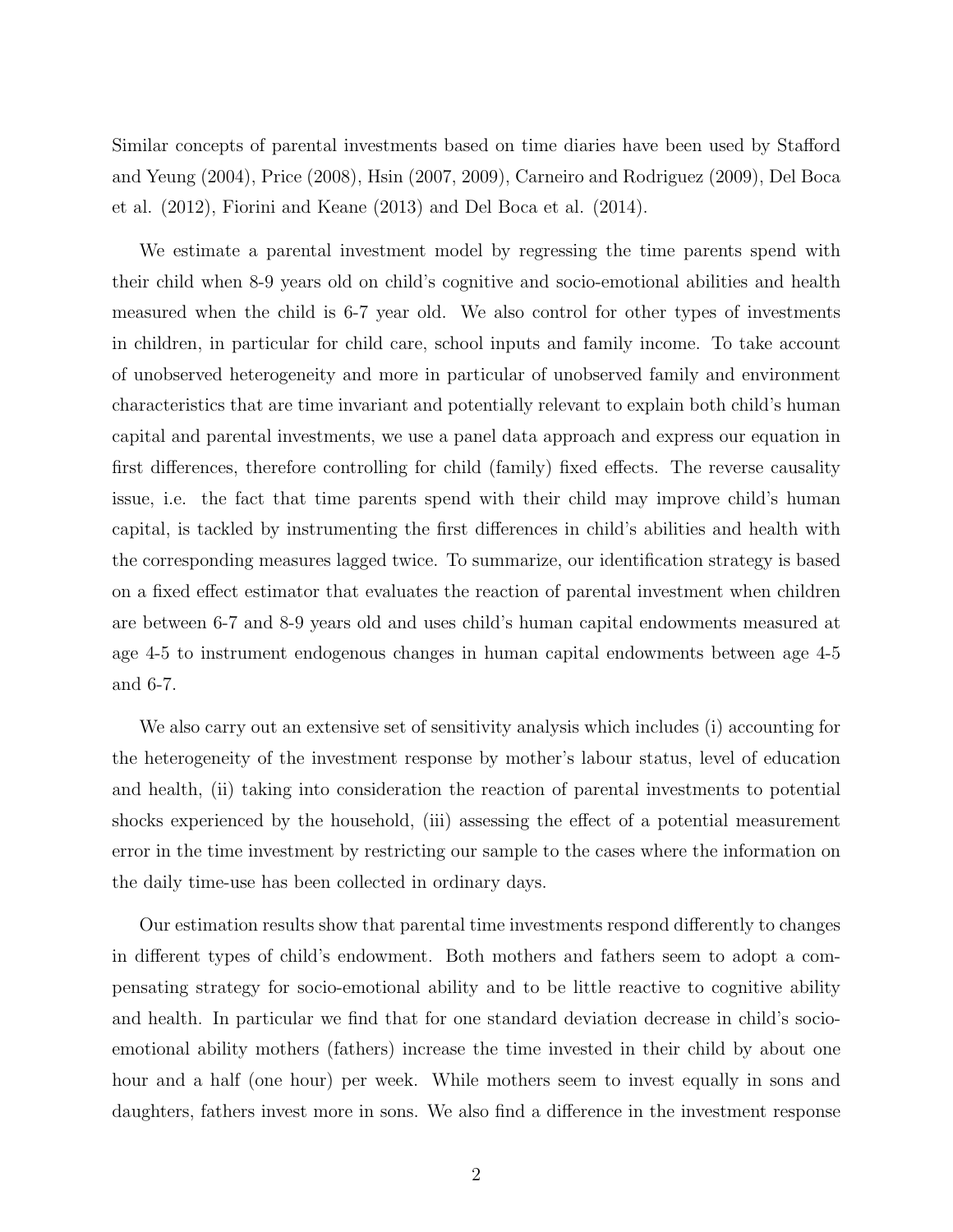Similar concepts of parental investments based on time diaries have been used by Stafford and Yeung (2004), Price (2008), Hsin (2007, 2009), Carneiro and Rodriguez (2009), Del Boca et al. (2012), Fiorini and Keane (2013) and Del Boca et al. (2014).

We estimate a parental investment model by regressing the time parents spend with their child when 8-9 years old on child's cognitive and socio-emotional abilities and health measured when the child is 6-7 year old. We also control for other types of investments in children, in particular for child care, school inputs and family income. To take account of unobserved heterogeneity and more in particular of unobserved family and environment characteristics that are time invariant and potentially relevant to explain both child's human capital and parental investments, we use a panel data approach and express our equation in first differences, therefore controlling for child (family) fixed effects. The reverse causality issue, i.e. the fact that time parents spend with their child may improve child's human capital, is tackled by instrumenting the first differences in child's abilities and health with the corresponding measures lagged twice. To summarize, our identification strategy is based on a fixed effect estimator that evaluates the reaction of parental investment when children are between 6-7 and 8-9 years old and uses child's human capital endowments measured at age 4-5 to instrument endogenous changes in human capital endowments between age 4-5 and 6-7.

We also carry out an extensive set of sensitivity analysis which includes (i) accounting for the heterogeneity of the investment response by mother's labour status, level of education and health, (ii) taking into consideration the reaction of parental investments to potential shocks experienced by the household, (iii) assessing the effect of a potential measurement error in the time investment by restricting our sample to the cases where the information on the daily time-use has been collected in ordinary days.

Our estimation results show that parental time investments respond differently to changes in different types of child's endowment. Both mothers and fathers seem to adopt a compensating strategy for socio-emotional ability and to be little reactive to cognitive ability and health. In particular we find that for one standard deviation decrease in child's socio-emotional ability mothers (fathers) increase the time invested in their child by about one hour and a half (one hour) per week. While mothers seem to invest equally in sons and daughters, fathers invest more in sons. We also find a difference in the investment response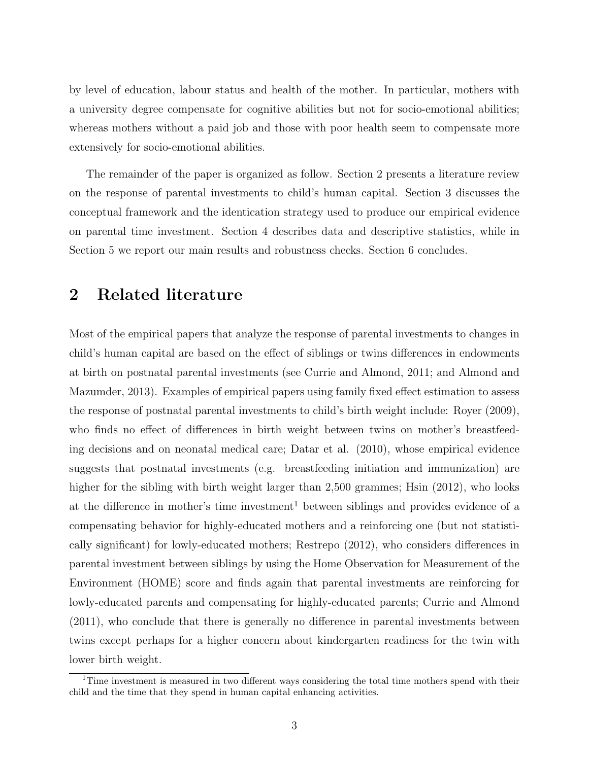by level of education, labour status and health of the mother. In particular, mothers with a university degree compensate for cognitive abilities but not for socio-emotional abilities; whereas mothers without a paid job and those with poor health seem to compensate more extensively for socio-emotional abilities.

The remainder of the paper is organized as follow. Section 2 presents a literature review on the response of parental investments to child's human capital. Section 3 discusses the conceptual framework and the identication strategy used to produce our empirical evidence on parental time investment. Section 4 describes data and descriptive statistics, while in Section 5 we report our main results and robustness checks. Section 6 concludes.

## 2 Related literature

Most of the empirical papers that analyze the response of parental investments to changes in child's human capital are based on the effect of siblings or twins differences in endowments at birth on postnatal parental investments (see Currie and Almond, 2011; and Almond and Mazumder, 2013). Examples of empirical papers using family fixed effect estimation to assess the response of postnatal parental investments to child's birth weight include: Royer (2009), who finds no effect of differences in birth weight between twins on mother's breastfeeding decisions and on neonatal medical care; Datar et al. (2010), whose empirical evidence suggests that postnatal investments (e.g. breastfeeding initiation and immunization) are higher for the sibling with birth weight larger than 2,500 grammes; Hsin (2012), who looks at the difference in mother's time investment[1] between siblings and provides evidence of a compensating behavior for highly-educated mothers and a reinforcing one (but not statistically significant) for lowly-educated mothers; Restrepo (2012), who considers differences in parental investment between siblings by using the Home Observation for Measurement of the Environment (HOME) score and finds again that parental investments are reinforcing for lowly-educated parents and compensating for highly-educated parents; Currie and Almond (2011), who conclude that there is generally no difference in parental investments between twins except perhaps for a higher concern about kindergarten readiness for the twin with lower birth weight.

[1] Time investment is measured in two different ways considering the total time mothers spend with their child and the time that they spend in human capital enhancing activities.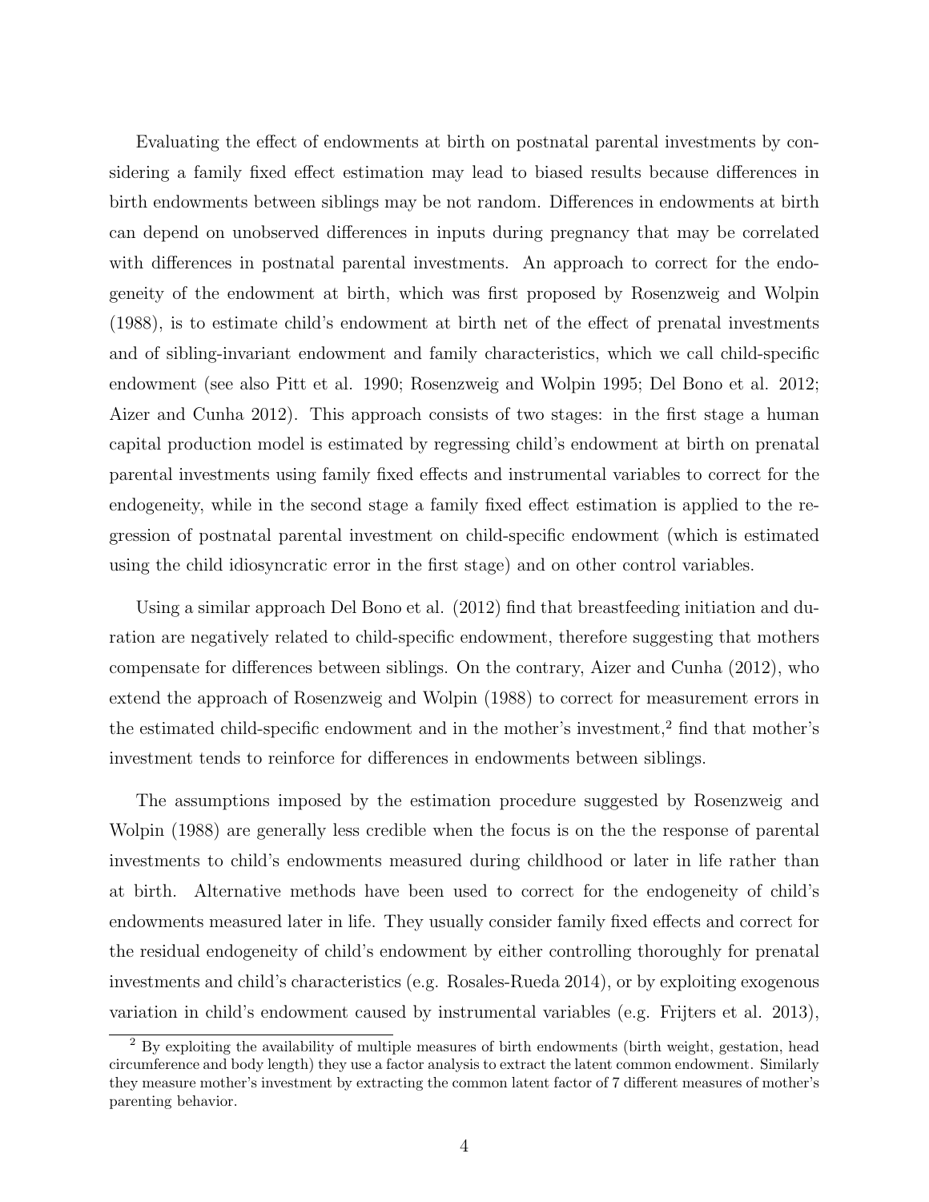Evaluating the effect of endowments at birth on postnatal parental investments by considering a family fixed effect estimation may lead to biased results because differences in birth endowments between siblings may be not random. Differences in endowments at birth can depend on unobserved differences in inputs during pregnancy that may be correlated with differences in postnatal parental investments. An approach to correct for the endogeneity of the endowment at birth, which was first proposed by Rosenzweig and Wolpin (1988), is to estimate child's endowment at birth net of the effect of prenatal investments and of sibling-invariant endowment and family characteristics, which we call child-specific endowment (see also Pitt et al. 1990; Rosenzweig and Wolpin 1995; Del Bono et al. 2012; Aizer and Cunha 2012). This approach consists of two stages: in the first stage a human capital production model is estimated by regressing child's endowment at birth on prenatal parental investments using family fixed effects and instrumental variables to correct for the endogeneity, while in the second stage a family fixed effect estimation is applied to the regression of postnatal parental investment on child-specific endowment (which is estimated using the child idiosyncratic error in the first stage) and on other control variables.

Using a similar approach Del Bono et al. (2012) find that breastfeeding initiation and duration are negatively related to child-specific endowment, therefore suggesting that mothers compensate for differences between siblings. On the contrary, Aizer and Cunha (2012), who extend the approach of Rosenzweig and Wolpin (1988) to correct for measurement errors in the estimated child-specific endowment and in the mother's investment,[2] find that mother's investment tends to reinforce for differences in endowments between siblings.

The assumptions imposed by the estimation procedure suggested by Rosenzweig and Wolpin (1988) are generally less credible when the focus is on the the response of parental investments to child's endowments measured during childhood or later in life rather than at birth. Alternative methods have been used to correct for the endogeneity of child's endowments measured later in life. They usually consider family fixed effects and correct for the residual endogeneity of child's endowment by either controlling thoroughly for prenatal investments and child's characteristics (e.g. Rosales-Rueda 2014), or by exploiting exogenous variation in child's endowment caused by instrumental variables (e.g. Frijters et al. 2013),

[2] By exploiting the availability of multiple measures of birth endowments (birth weight, gestation, head circumference and body length) they use a factor analysis to extract the latent common endowment. Similarly they measure mother's investment by extracting the common latent factor of 7 different measures of mother's parenting behavior.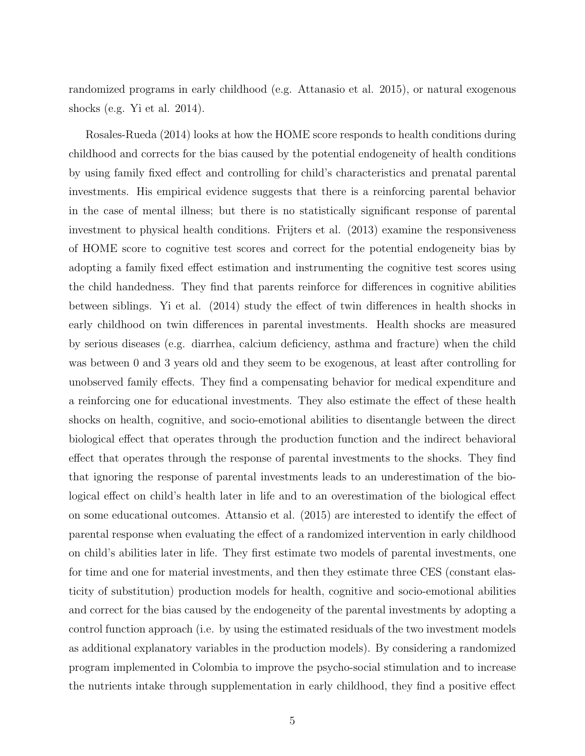randomized programs in early childhood (e.g. Attanasio et al. 2015), or natural exogenous shocks (e.g. Yi et al. 2014).

Rosales-Rueda (2014) looks at how the HOME score responds to health conditions during childhood and corrects for the bias caused by the potential endogeneity of health conditions by using family fixed effect and controlling for child's characteristics and prenatal parental investments. His empirical evidence suggests that there is a reinforcing parental behavior in the case of mental illness; but there is no statistically significant response of parental investment to physical health conditions. Frijters et al. (2013) examine the responsiveness of HOME score to cognitive test scores and correct for the potential endogeneity bias by adopting a family fixed effect estimation and instrumenting the cognitive test scores using the child handedness. They find that parents reinforce for differences in cognitive abilities between siblings. Yi et al. (2014) study the effect of twin differences in health shocks in early childhood on twin differences in parental investments. Health shocks are measured by serious diseases (e.g. diarrhea, calcium deficiency, asthma and fracture) when the child was between 0 and 3 years old and they seem to be exogenous, at least after controlling for unobserved family effects. They find a compensating behavior for medical expenditure and a reinforcing one for educational investments. They also estimate the effect of these health shocks on health, cognitive, and socio-emotional abilities to disentangle between the direct biological effect that operates through the production function and the indirect behavioral effect that operates through the response of parental investments to the shocks. They find that ignoring the response of parental investments leads to an underestimation of the biological effect on child's health later in life and to an overestimation of the biological effect on some educational outcomes. Attansio et al. (2015) are interested to identify the effect of parental response when evaluating the effect of a randomized intervention in early childhood on child's abilities later in life. They first estimate two models of parental investments, one for time and one for material investments, and then they estimate three CES (constant elasticity of substitution) production models for health, cognitive and socio-emotional abilities and correct for the bias caused by the endogeneity of the parental investments by adopting a control function approach (i.e. by using the estimated residuals of the two investment models as additional explanatory variables in the production models). By considering a randomized program implemented in Colombia to improve the psycho-social stimulation and to increase the nutrients intake through supplementation in early childhood, they find a positive effect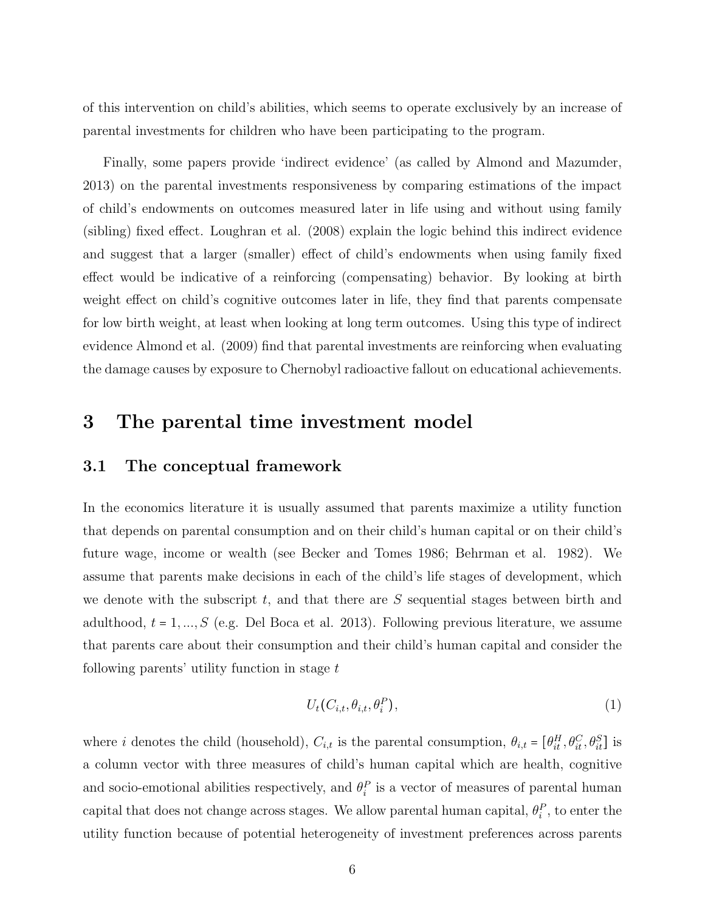of this intervention on child's abilities, which seems to operate exclusively by an increase of parental investments for children who have been participating to the program.

Finally, some papers provide 'indirect evidence' (as called by Almond and Mazumder, 2013) on the parental investments responsiveness by comparing estimations of the impact of child's endowments on outcomes measured later in life using and without using family (sibling) fixed effect. Loughran et al. (2008) explain the logic behind this indirect evidence and suggest that a larger (smaller) effect of child's endowments when using family fixed effect would be indicative of a reinforcing (compensating) behavior. By looking at birth weight effect on child's cognitive outcomes later in life, they find that parents compensate for low birth weight, at least when looking at long term outcomes. Using this type of indirect evidence Almond et al. (2009) find that parental investments are reinforcing when evaluating the damage causes by exposure to Chernobyl radioactive fallout on educational achievements.

# 3 The parental time investment model

## 3.1 The conceptual framework

In the economics literature it is usually assumed that parents maximize a utility function that depends on parental consumption and on their child's human capital or on their child's future wage, income or wealth (see Becker and Tomes 1986; Behrman et al. 1982). We assume that parents make decisions in each of the child's life stages of development, which we denote with the subscript $t$, and that there are $S$ sequential stages between birth and adulthood, $t = 1, ..., S$ (e.g. Del Boca et al. 2013). Following previous literature, we assume that parents care about their consumption and their child's human capital and consider the following parents' utility function in stage $t$

$$U_t(C_{i,t}, \theta_{i,t}, \theta_i^P), \tag{1}$$

where $i$ denotes the child (household), $C_{i,t}$ is the parental consumption, $\theta_{i,t} = [\theta_{it}^H, \theta_{it}^C, \theta_{it}^S]$ is a column vector with three measures of child's human capital which are health, cognitive and socio-emotional abilities respectively, and $\theta_i^P$ is a vector of measures of parental human capital that does not change across stages. We allow parental human capital, $\theta_i^P$, to enter the utility function because of potential heterogeneity of investment preferences across parents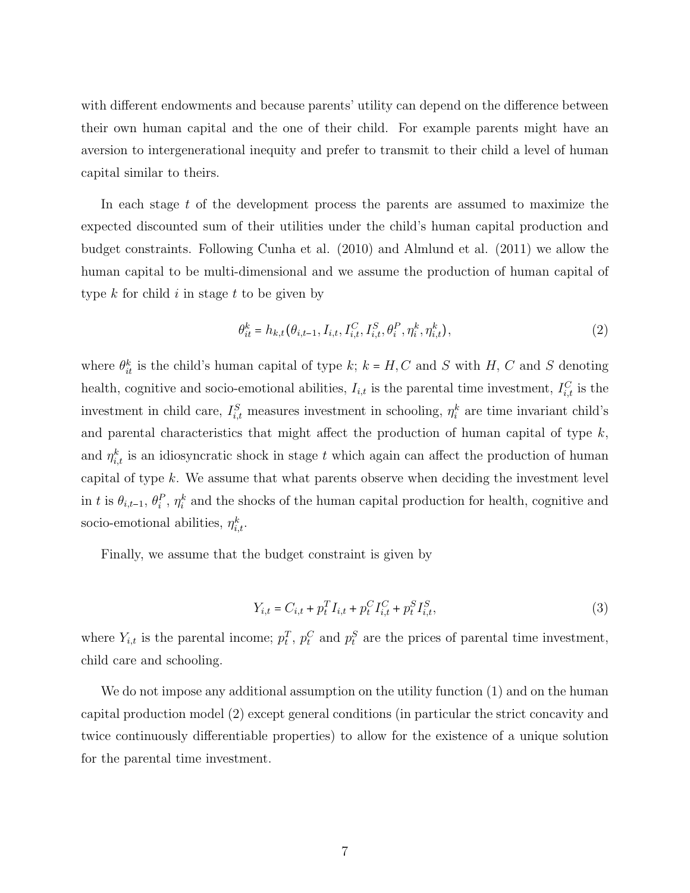with different endowments and because parents' utility can depend on the difference between their own human capital and the one of their child. For example parents might have an aversion to intergenerational inequity and prefer to transmit to their child a level of human capital similar to theirs.

In each stage $t$ of the development process the parents are assumed to maximize the expected discounted sum of their utilities under the child's human capital production and budget constraints. Following Cunha et al. (2010) and Almlund et al. (2011) we allow the human capital to be multi-dimensional and we assume the production of human capital of type $k$ for child $i$ in stage $t$ to be given by

$$\theta_{it}^{k} = h_{k,t}(\theta_{i,t-1}, I_{i,t}, I_{i,t}^{C}, I_{i,t}^{S}, \theta_{i}^{P}, \eta_{i}^{k}, \eta_{i,t}^{k}), \tag{2}$$

where $\theta_{it}^{k}$ is the child's human capital of type $k$; $k = H, C$ and $S$ with $H$, $C$ and $S$ denoting health, cognitive and socio-emotional abilities, $I_{i,t}$ is the parental time investment, $I_{i,t}^{C}$ is the investment in child care, $I_{i,t}^{S}$ measures investment in schooling, $\eta_{i}^{k}$ are time invariant child's and parental characteristics that might affect the production of human capital of type $k$, and $\eta_{i,t}^{k}$ is an idiosyncratic shock in stage $t$ which again can affect the production of human capital of type $k$. We assume that what parents observe when deciding the investment level in $t$ is $\theta_{i,t-1}$, $\theta_{i}^{P}$, $\eta_{i}^{k}$ and the shocks of the human capital production for health, cognitive and socio-emotional abilities, $\eta_{i,t}^{k}$.

Finally, we assume that the budget constraint is given by

$$Y_{i,t} = C_{i,t} + p_{t}^{T} I_{i,t} + p_{t}^{C} I_{i,t}^{C} + p_{t}^{S} I_{i,t}^{S}, \tag{3}$$

where $Y_{i,t}$ is the parental income; $p_{t}^{T}$, $p_{t}^{C}$ and $p_{t}^{S}$ are the prices of parental time investment, child care and schooling.

We do not impose any additional assumption on the utility function (1) and on the human capital production model (2) except general conditions (in particular the strict concavity and twice continuously differentiable properties) to allow for the existence of a unique solution for the parental time investment.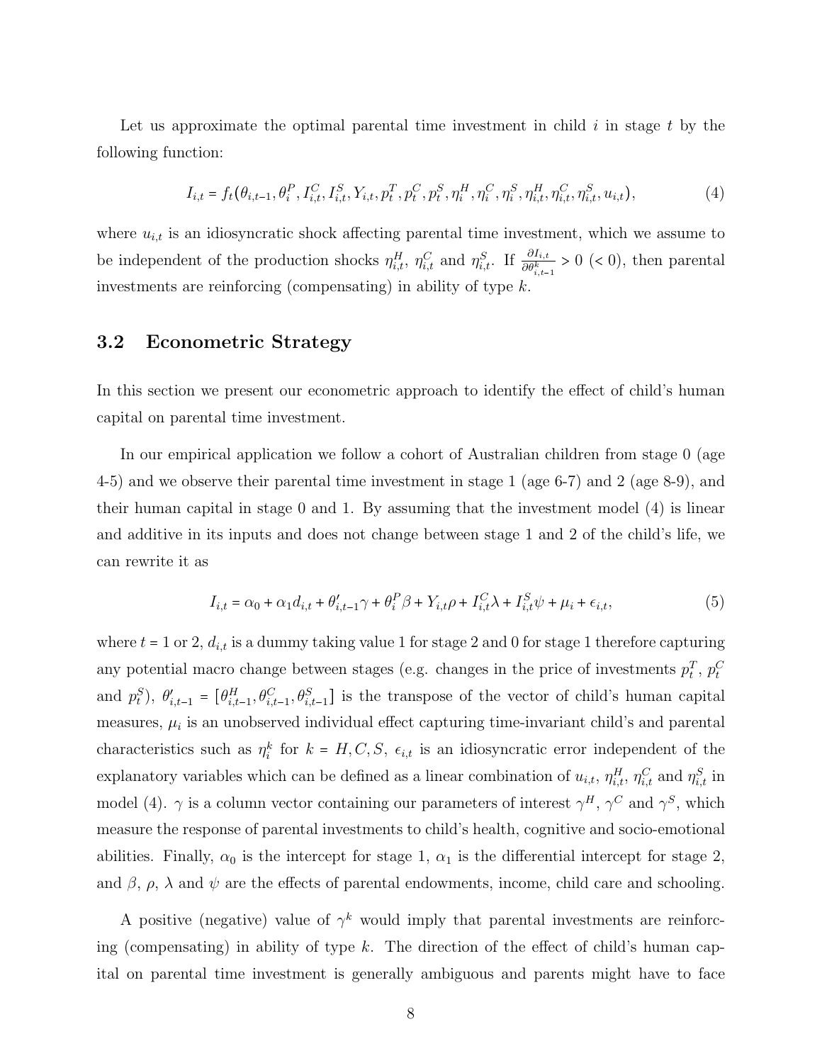Let us approximate the optimal parental time investment in child $i$ in stage $t$ by the following function:

$$I_{i,t} = f_t(\theta_{i,t-1}, \theta_i^P, I_{i,t}^C, I_{i,t}^S, Y_{i,t}, p_t^T, p_t^C, p_t^S, \eta_i^H, \eta_i^C, \eta_i^S, \eta_{i,t}^H, \eta_{i,t}^C, \eta_{i,t}^S, u_{i,t}), \tag{4}$$

where $u_{i,t}$ is an idiosyncratic shock affecting parental time investment, which we assume to be independent of the production shocks $\eta_{i,t}^H$, $\eta_{i,t}^C$ and $\eta_{i,t}^S$. If $\frac{\partial I_{i,t}}{\partial \theta_{i,t-1}^k} > 0$ $(< 0)$, then parental investments are reinforcing (compensating) in ability of type $k$.

## 3.2 Econometric Strategy

In this section we present our econometric approach to identify the effect of child's human capital on parental time investment.

In our empirical application we follow a cohort of Australian children from stage 0 (age 4-5) and we observe their parental time investment in stage 1 (age 6-7) and 2 (age 8-9), and their human capital in stage 0 and 1. By assuming that the investment model (4) is linear and additive in its inputs and does not change between stage 1 and 2 of the child's life, we can rewrite it as

$$I_{i,t} = \alpha_0 + \alpha_1 d_{i,t} + \theta_{i,t-1}' \gamma + \theta_i^P \beta + Y_{i,t} \rho + I_{i,t}^C \lambda + I_{i,t}^S \psi + \mu_i + \epsilon_{i,t}, \tag{5}$$

where $t = 1$ or $2$, $d_{i,t}$ is a dummy taking value 1 for stage 2 and 0 for stage 1 therefore capturing any potential macro change between stages (e.g. changes in the price of investments $p_t^T$, $p_t^C$ and $p_t^S$), $\theta_{i,t-1}' = [\theta_{i,t-1}^H, \theta_{i,t-1}^C, \theta_{i,t-1}^S]$ is the transpose of the vector of child's human capital measures, $\mu_i$ is an unobserved individual effect capturing time-invariant child's and parental characteristics such as $\eta_i^k$ for $k = H, C, S$, $\epsilon_{i,t}$ is an idiosyncratic error independent of the explanatory variables which can be defined as a linear combination of $u_{i,t}$, $\eta_{i,t}^H$, $\eta_{i,t}^C$ and $\eta_{i,t}^S$ in model (4). $\gamma$ is a column vector containing our parameters of interest $\gamma^H$, $\gamma^C$ and $\gamma^S$, which measure the response of parental investments to child's health, cognitive and socio-emotional abilities. Finally, $\alpha_0$ is the intercept for stage 1, $\alpha_1$ is the differential intercept for stage 2, and $\beta$, $\rho$, $\lambda$ and $\psi$ are the effects of parental endowments, income, child care and schooling.

A positive (negative) value of $\gamma^k$ would imply that parental investments are reinforcing (compensating) in ability of type $k$. The direction of the effect of child's human capital on parental time investment is generally ambiguous and parents might have to face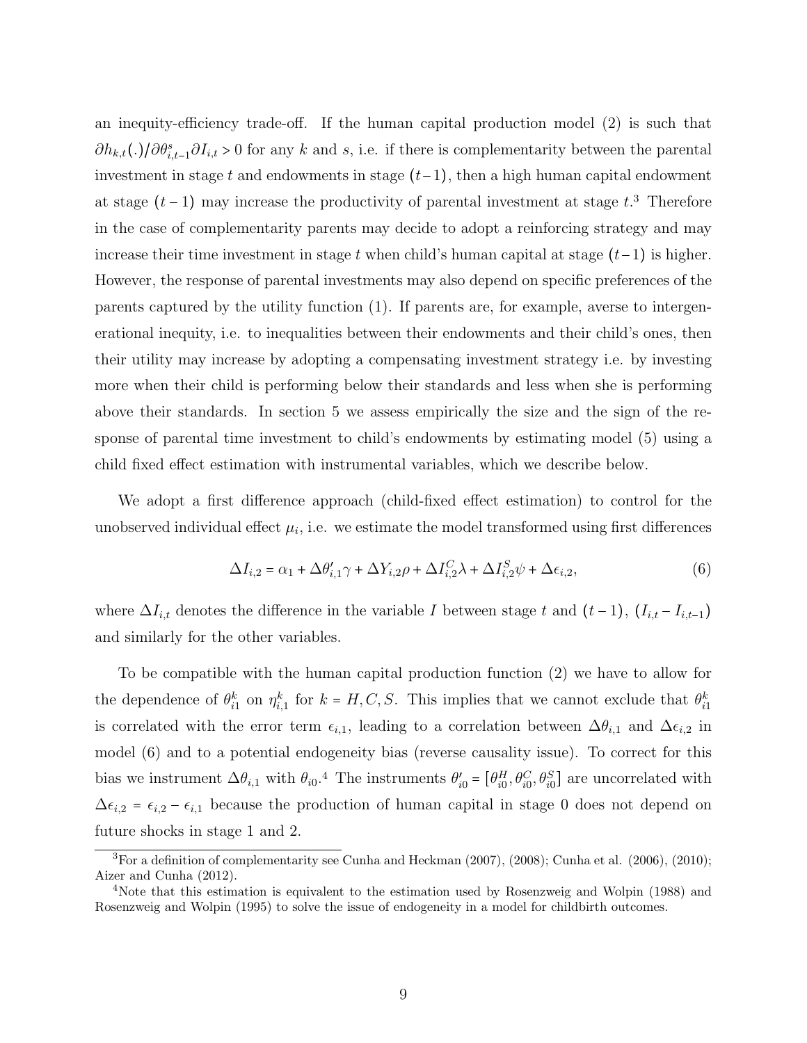an inequity-efficiency trade-off. If the human capital production model (2) is such that $\partial h_{k,t}(.)/\partial\theta^{s}_{i,t-1}\partial I_{i,t} > 0$ for any $k$ and $s$, i.e. if there is complementarity between the parental investment in stage $t$ and endowments in stage $(t-1)$, then a high human capital endowment at stage $(t-1)$ may increase the productivity of parental investment at stage $t$.[3] Therefore in the case of complementarity parents may decide to adopt a reinforcing strategy and may increase their time investment in stage $t$ when child's human capital at stage $(t-1)$ is higher. However, the response of parental investments may also depend on specific preferences of the parents captured by the utility function (1). If parents are, for example, averse to intergenerational inequity, i.e. to inequalities between their endowments and their child's ones, then their utility may increase by adopting a compensating investment strategy i.e. by investing more when their child is performing below their standards and less when she is performing above their standards. In section 5 we assess empirically the size and the sign of the response of parental time investment to child's endowments by estimating model (5) using a child fixed effect estimation with instrumental variables, which we describe below.

We adopt a first difference approach (child-fixed effect estimation) to control for the unobserved individual effect $\mu_i$, i.e. we estimate the model transformed using first differences

$$\Delta I_{i,2} = \alpha_1 + \Delta\theta'_{i,1}\gamma + \Delta Y_{i,2}\rho + \Delta I^{C}_{i,2}\lambda + \Delta I^{S}_{i,2}\psi + \Delta\epsilon_{i,2}, \tag{6}$$

where $\Delta I_{i,t}$ denotes the difference in the variable $I$ between stage $t$ and $(t-1)$, $(I_{i,t} - I_{i,t-1})$ and similarly for the other variables.

To be compatible with the human capital production function (2) we have to allow for the dependence of $\theta^{k}_{i1}$ on $\eta^{k}_{i,1}$ for $k = H, C, S$. This implies that we cannot exclude that $\theta^{k}_{i1}$ is correlated with the error term $\epsilon_{i,1}$, leading to a correlation between $\Delta\theta_{i,1}$ and $\Delta\epsilon_{i,2}$ in model (6) and to a potential endogeneity bias (reverse causality issue). To correct for this bias we instrument $\Delta\theta_{i,1}$ with $\theta_{i0}$.[4] The instruments $\theta'_{i0} = [\theta^{H}_{i0}, \theta^{C}_{i0}, \theta^{S}_{i0}]$ are uncorrelated with $\Delta\epsilon_{i,2} = \epsilon_{i,2} - \epsilon_{i,1}$ because the production of human capital in stage 0 does not depend on future shocks in stage 1 and 2.

[3] For a definition of complementarity see Cunha and Heckman (2007), (2008); Cunha et al. (2006), (2010); Aizer and Cunha (2012).

[4] Note that this estimation is equivalent to the estimation used by Rosenzweig and Wolpin (1988) and Rosenzweig and Wolpin (1995) to solve the issue of endogeneity in a model for childbirth outcomes.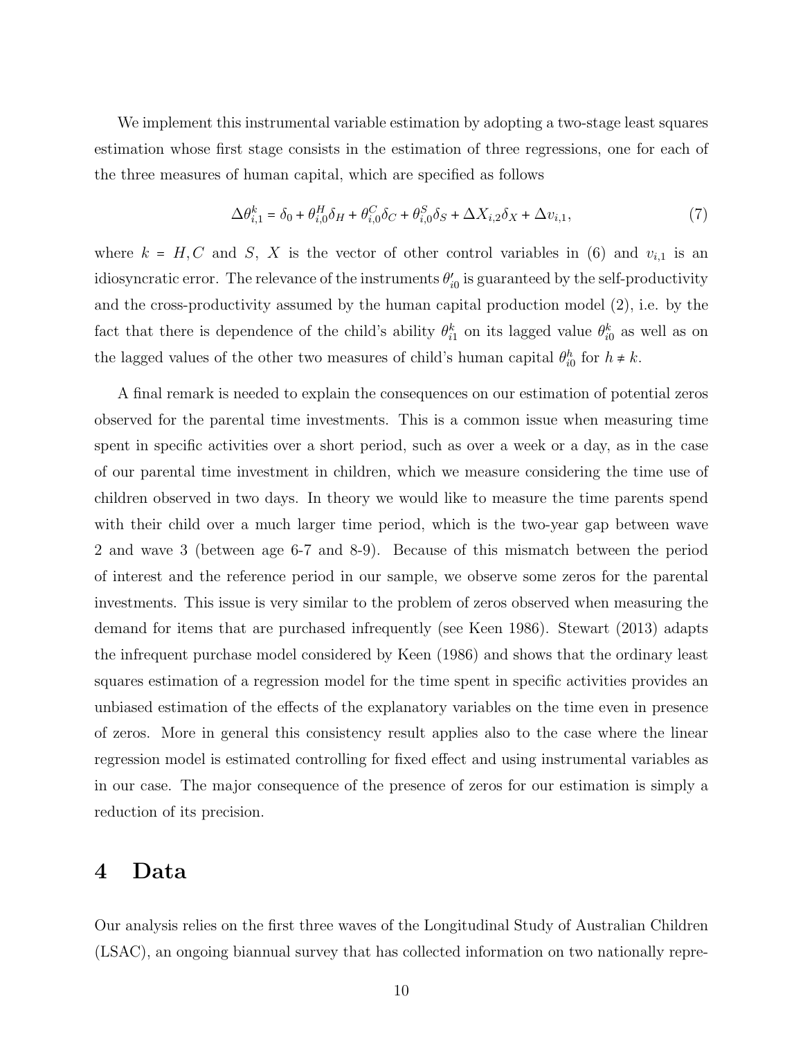We implement this instrumental variable estimation by adopting a two-stage least squares estimation whose first stage consists in the estimation of three regressions, one for each of the three measures of human capital, which are specified as follows

$$\Delta\theta^k_{i,1} = \delta_0 + \theta^H_{i,0}\delta_H + \theta^C_{i,0}\delta_C + \theta^S_{i,0}\delta_S + \Delta X_{i,2}\delta_X + \Delta v_{i,1}, \tag{7}$$

where $k = H, C$ and $S$, $X$ is the vector of other control variables in (6) and $v_{i,1}$ is an idiosyncratic error. The relevance of the instruments $\theta'_{i0}$ is guaranteed by the self-productivity and the cross-productivity assumed by the human capital production model (2), i.e. by the fact that there is dependence of the child's ability $\theta^k_{i1}$ on its lagged value $\theta^k_{i0}$ as well as on the lagged values of the other two measures of child's human capital $\theta^h_{i0}$ for $h \neq k$.

A final remark is needed to explain the consequences on our estimation of potential zeros observed for the parental time investments. This is a common issue when measuring time spent in specific activities over a short period, such as over a week or a day, as in the case of our parental time investment in children, which we measure considering the time use of children observed in two days. In theory we would like to measure the time parents spend with their child over a much larger time period, which is the two-year gap between wave 2 and wave 3 (between age 6-7 and 8-9). Because of this mismatch between the period of interest and the reference period in our sample, we observe some zeros for the parental investments. This issue is very similar to the problem of zeros observed when measuring the demand for items that are purchased infrequently (see Keen 1986). Stewart (2013) adapts the infrequent purchase model considered by Keen (1986) and shows that the ordinary least squares estimation of a regression model for the time spent in specific activities provides an unbiased estimation of the effects of the explanatory variables on the time even in presence of zeros. More in general this consistency result applies also to the case where the linear regression model is estimated controlling for fixed effect and using instrumental variables as in our case. The major consequence of the presence of zeros for our estimation is simply a reduction of its precision.

# 4 Data

Our analysis relies on the first three waves of the Longitudinal Study of Australian Children (LSAC), an ongoing biannual survey that has collected information on two nationally repre-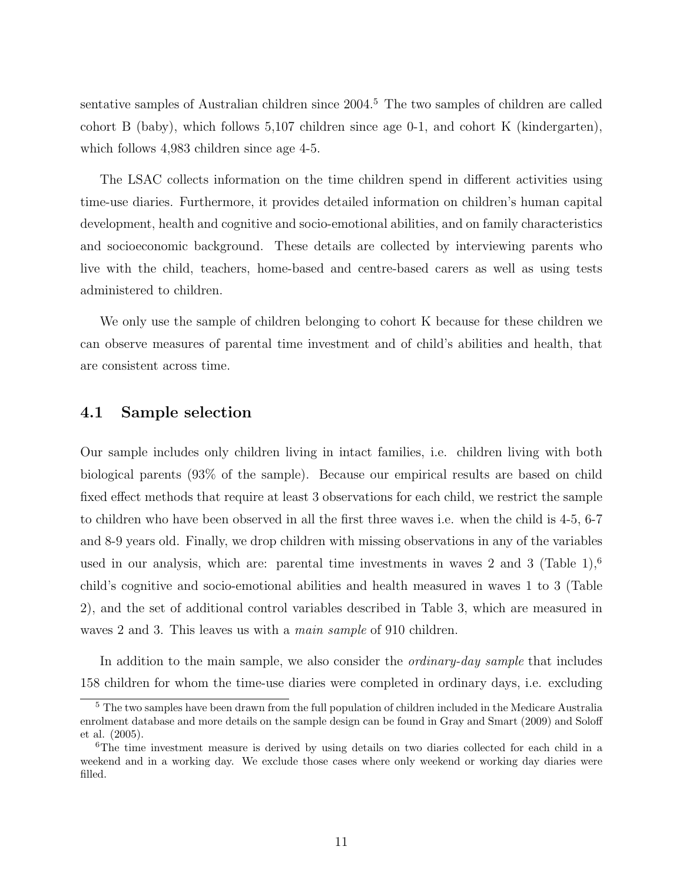sentative samples of Australian children since 2004.[5] The two samples of children are called cohort B (baby), which follows 5,107 children since age 0-1, and cohort K (kindergarten), which follows 4,983 children since age 4-5.

The LSAC collects information on the time children spend in different activities using time-use diaries. Furthermore, it provides detailed information on children's human capital development, health and cognitive and socio-emotional abilities, and on family characteristics and socioeconomic background. These details are collected by interviewing parents who live with the child, teachers, home-based and centre-based carers as well as using tests administered to children.

We only use the sample of children belonging to cohort K because for these children we can observe measures of parental time investment and of child's abilities and health, that are consistent across time.

## 4.1 Sample selection

Our sample includes only children living in intact families, i.e. children living with both biological parents (93% of the sample). Because our empirical results are based on child fixed effect methods that require at least 3 observations for each child, we restrict the sample to children who have been observed in all the first three waves i.e. when the child is 4-5, 6-7 and 8-9 years old. Finally, we drop children with missing observations in any of the variables used in our analysis, which are: parental time investments in waves 2 and 3 (Table 1),[6] child's cognitive and socio-emotional abilities and health measured in waves 1 to 3 (Table 2), and the set of additional control variables described in Table 3, which are measured in waves 2 and 3. This leaves us with a *main sample* of 910 children.

In addition to the main sample, we also consider the *ordinary-day sample* that includes 158 children for whom the time-use diaries were completed in ordinary days, i.e. excluding

---

[5] The two samples have been drawn from the full population of children included in the Medicare Australia enrolment database and more details on the sample design can be found in Gray and Smart (2009) and Soloff et al. (2005).

[6] The time investment measure is derived by using details on two diaries collected for each child in a weekend and in a working day. We exclude those cases where only weekend or working day diaries were filled.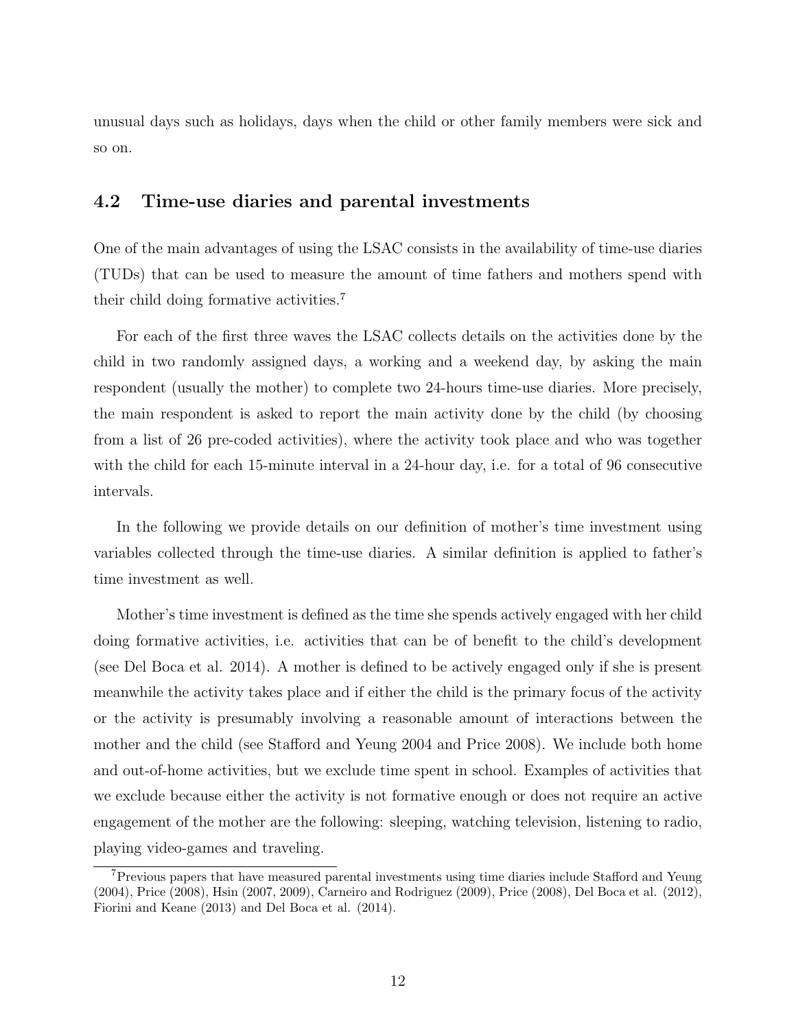unusual days such as holidays, days when the child or other family members were sick and so on.

### 4.2 Time-use diaries and parental investments

One of the main advantages of using the LSAC consists in the availability of time-use diaries (TUDs) that can be used to measure the amount of time fathers and mothers spend with their child doing formative activities.[7]

For each of the first three waves the LSAC collects details on the activities done by the child in two randomly assigned days, a working and a weekend day, by asking the main respondent (usually the mother) to complete two 24-hours time-use diaries. More precisely, the main respondent is asked to report the main activity done by the child (by choosing from a list of 26 pre-coded activities), where the activity took place and who was together with the child for each 15-minute interval in a 24-hour day, i.e. for a total of 96 consecutive intervals.

In the following we provide details on our definition of mother's time investment using variables collected through the time-use diaries. A similar definition is applied to father's time investment as well.

Mother's time investment is defined as the time she spends actively engaged with her child doing formative activities, i.e. activities that can be of benefit to the child's development (see Del Boca et al. 2014). A mother is defined to be actively engaged only if she is present meanwhile the activity takes place and if either the child is the primary focus of the activity or the activity is presumably involving a reasonable amount of interactions between the mother and the child (see Stafford and Yeung 2004 and Price 2008). We include both home and out-of-home activities, but we exclude time spent in school. Examples of activities that we exclude because either the activity is not formative enough or does not require an active engagement of the mother are the following: sleeping, watching television, listening to radio, playing video-games and traveling.

[7] Previous papers that have measured parental investments using time diaries include Stafford and Yeung (2004), Price (2008), Hsin (2007, 2009), Carneiro and Rodriguez (2009), Price (2008), Del Boca et al. (2012), Fiorini and Keane (2013) and Del Boca et al. (2014).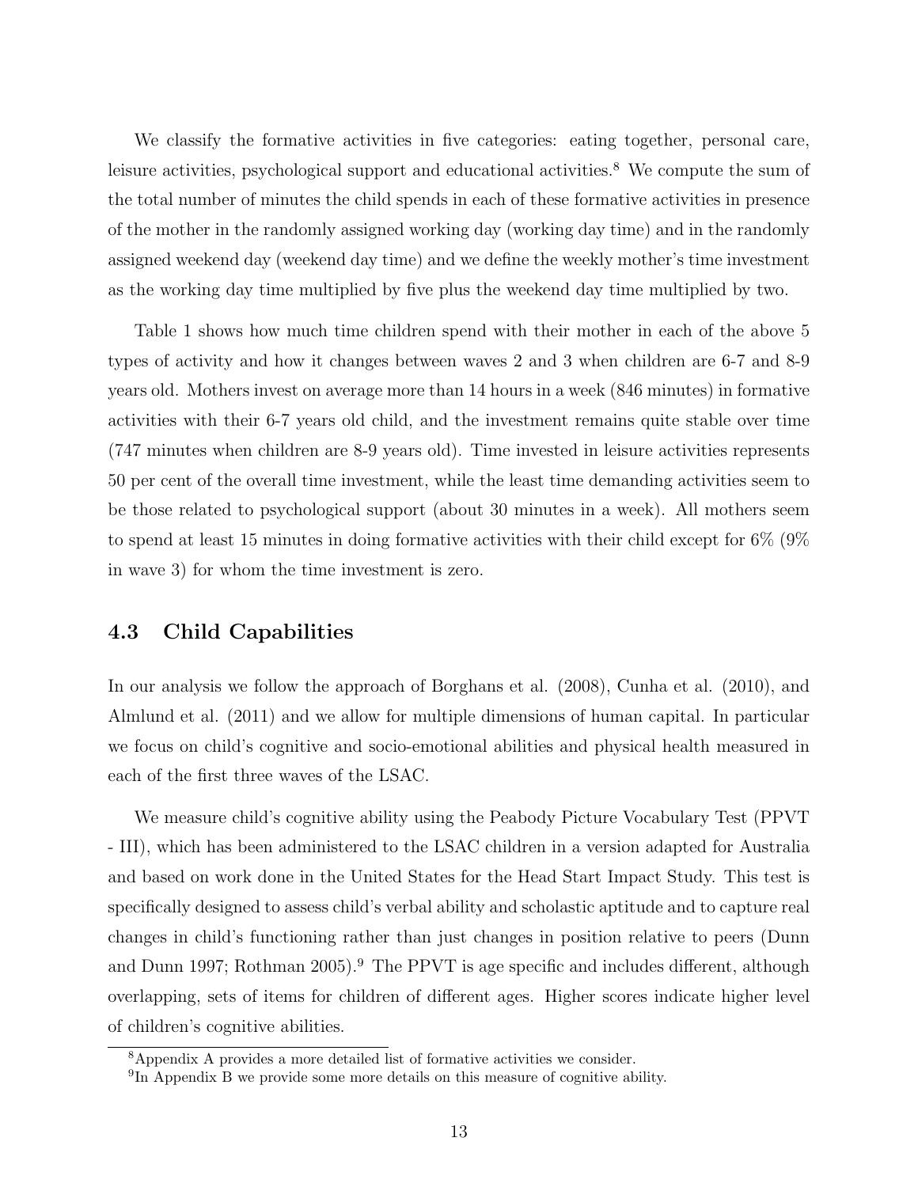We classify the formative activities in five categories: eating together, personal care, leisure activities, psychological support and educational activities.[8] We compute the sum of the total number of minutes the child spends in each of these formative activities in presence of the mother in the randomly assigned working day (working day time) and in the randomly assigned weekend day (weekend day time) and we define the weekly mother's time investment as the working day time multiplied by five plus the weekend day time multiplied by two.

Table 1 shows how much time children spend with their mother in each of the above 5 types of activity and how it changes between waves 2 and 3 when children are 6-7 and 8-9 years old. Mothers invest on average more than 14 hours in a week (846 minutes) in formative activities with their 6-7 years old child, and the investment remains quite stable over time (747 minutes when children are 8-9 years old). Time invested in leisure activities represents 50 per cent of the overall time investment, while the least time demanding activities seem to be those related to psychological support (about 30 minutes in a week). All mothers seem to spend at least 15 minutes in doing formative activities with their child except for 6% (9% in wave 3) for whom the time investment is zero.

### 4.3 Child Capabilities

In our analysis we follow the approach of Borghans et al. (2008), Cunha et al. (2010), and Almlund et al. (2011) and we allow for multiple dimensions of human capital. In particular we focus on child's cognitive and socio-emotional abilities and physical health measured in each of the first three waves of the LSAC.

We measure child's cognitive ability using the Peabody Picture Vocabulary Test (PPVT - III), which has been administered to the LSAC children in a version adapted for Australia and based on work done in the United States for the Head Start Impact Study. This test is specifically designed to assess child's verbal ability and scholastic aptitude and to capture real changes in child's functioning rather than just changes in position relative to peers (Dunn and Dunn 1997; Rothman 2005).[9] The PPVT is age specific and includes different, although overlapping, sets of items for children of different ages. Higher scores indicate higher level of children's cognitive abilities.

[8] Appendix A provides a more detailed list of formative activities we consider.

[9] In Appendix B we provide some more details on this measure of cognitive ability.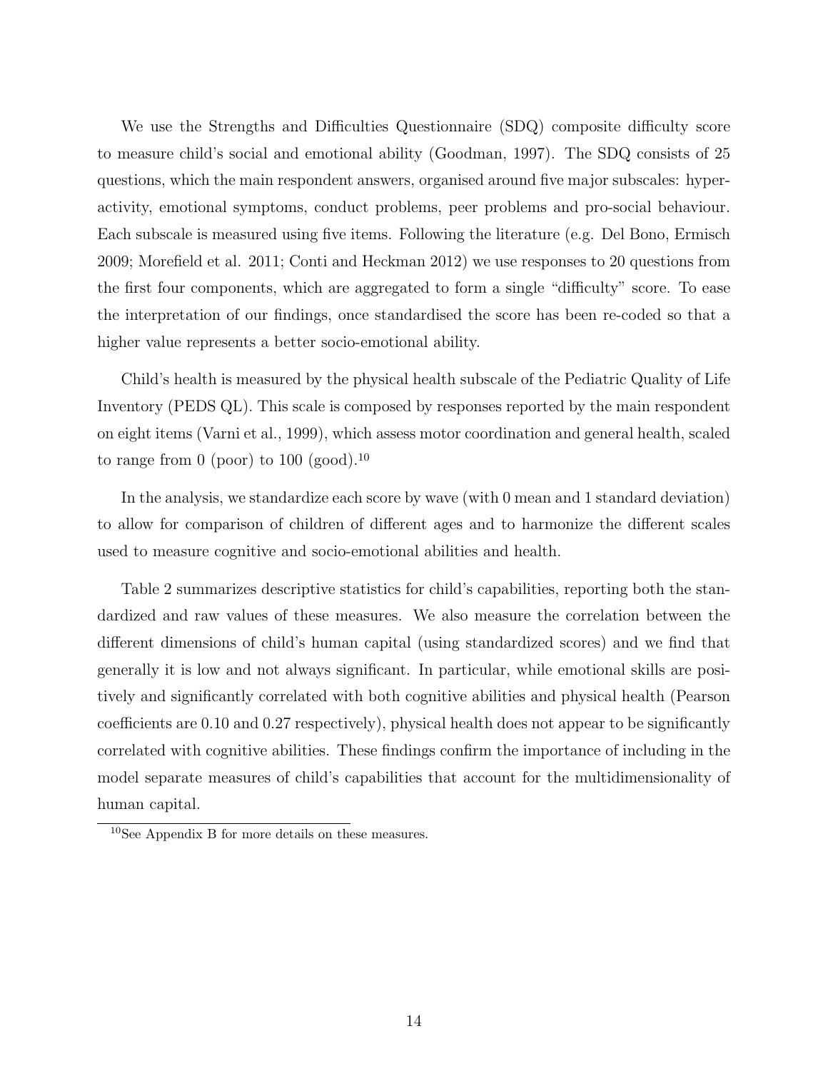We use the Strengths and Difficulties Questionnaire (SDQ) composite difficulty score to measure child's social and emotional ability (Goodman, 1997). The SDQ consists of 25 questions, which the main respondent answers, organised around five major subscales: hyperactivity, emotional symptoms, conduct problems, peer problems and pro-social behaviour. Each subscale is measured using five items. Following the literature (e.g. Del Bono, Ermisch 2009; Morefield et al. 2011; Conti and Heckman 2012) we use responses to 20 questions from the first four components, which are aggregated to form a single "difficulty" score. To ease the interpretation of our findings, once standardised the score has been re-coded so that a higher value represents a better socio-emotional ability.

Child's health is measured by the physical health subscale of the Pediatric Quality of Life Inventory (PEDS QL). This scale is composed by responses reported by the main respondent on eight items (Varni et al., 1999), which assess motor coordination and general health, scaled to range from 0 (poor) to 100 (good).[10]

In the analysis, we standardize each score by wave (with 0 mean and 1 standard deviation) to allow for comparison of children of different ages and to harmonize the different scales used to measure cognitive and socio-emotional abilities and health.

Table 2 summarizes descriptive statistics for child's capabilities, reporting both the standardized and raw values of these measures. We also measure the correlation between the different dimensions of child's human capital (using standardized scores) and we find that generally it is low and not always significant. In particular, while emotional skills are positively and significantly correlated with both cognitive abilities and physical health (Pearson coefficients are 0.10 and 0.27 respectively), physical health does not appear to be significantly correlated with cognitive abilities. These findings confirm the importance of including in the model separate measures of child's capabilities that account for the multidimensionality of human capital.

[10] See Appendix B for more details on these measures.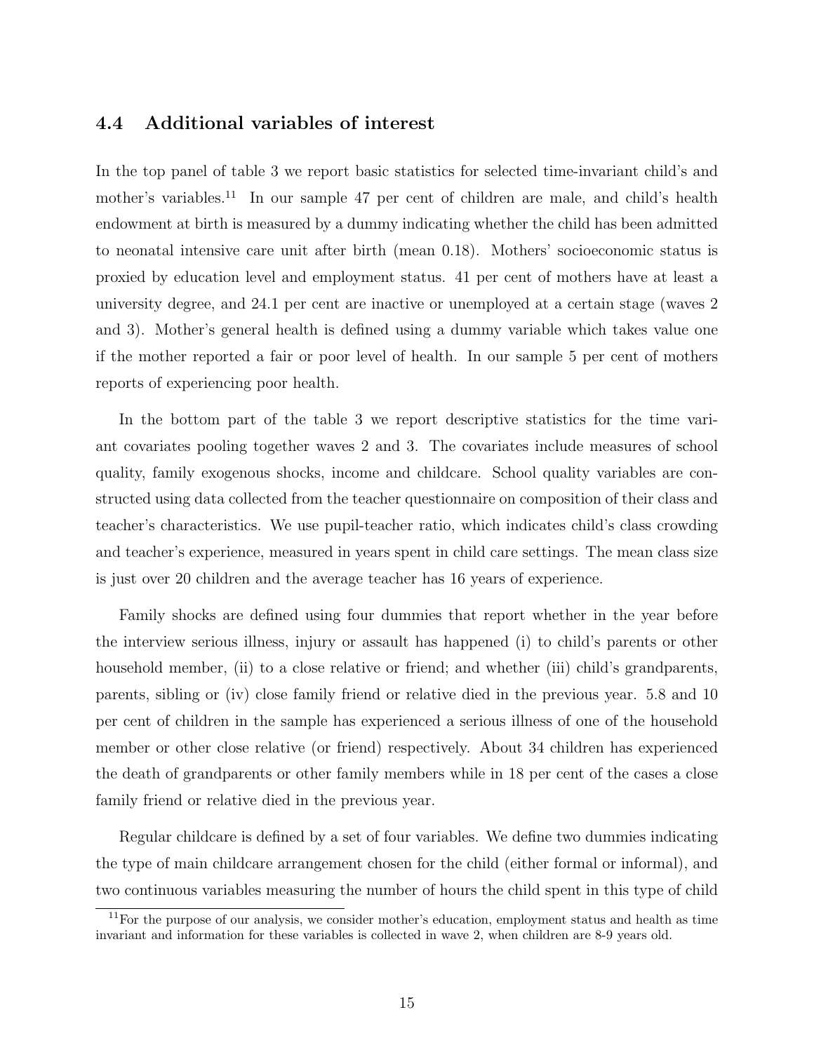### 4.4 Additional variables of interest

In the top panel of table 3 we report basic statistics for selected time-invariant child's and mother's variables.[11] In our sample 47 per cent of children are male, and child's health endowment at birth is measured by a dummy indicating whether the child has been admitted to neonatal intensive care unit after birth (mean 0.18). Mothers' socioeconomic status is proxied by education level and employment status. 41 per cent of mothers have at least a university degree, and 24.1 per cent are inactive or unemployed at a certain stage (waves 2 and 3). Mother's general health is defined using a dummy variable which takes value one if the mother reported a fair or poor level of health. In our sample 5 per cent of mothers reports of experiencing poor health.

In the bottom part of the table 3 we report descriptive statistics for the time variant covariates pooling together waves 2 and 3. The covariates include measures of school quality, family exogenous shocks, income and childcare. School quality variables are constructed using data collected from the teacher questionnaire on composition of their class and teacher's characteristics. We use pupil-teacher ratio, which indicates child's class crowding and teacher's experience, measured in years spent in child care settings. The mean class size is just over 20 children and the average teacher has 16 years of experience.

Family shocks are defined using four dummies that report whether in the year before the interview serious illness, injury or assault has happened (i) to child's parents or other household member, (ii) to a close relative or friend; and whether (iii) child's grandparents, parents, sibling or (iv) close family friend or relative died in the previous year. 5.8 and 10 per cent of children in the sample has experienced a serious illness of one of the household member or other close relative (or friend) respectively. About 34 children has experienced the death of grandparents or other family members while in 18 per cent of the cases a close family friend or relative died in the previous year.

Regular childcare is defined by a set of four variables. We define two dummies indicating the type of main childcare arrangement chosen for the child (either formal or informal), and two continuous variables measuring the number of hours the child spent in this type of child

[11] For the purpose of our analysis, we consider mother's education, employment status and health as time invariant and information for these variables is collected in wave 2, when children are 8-9 years old.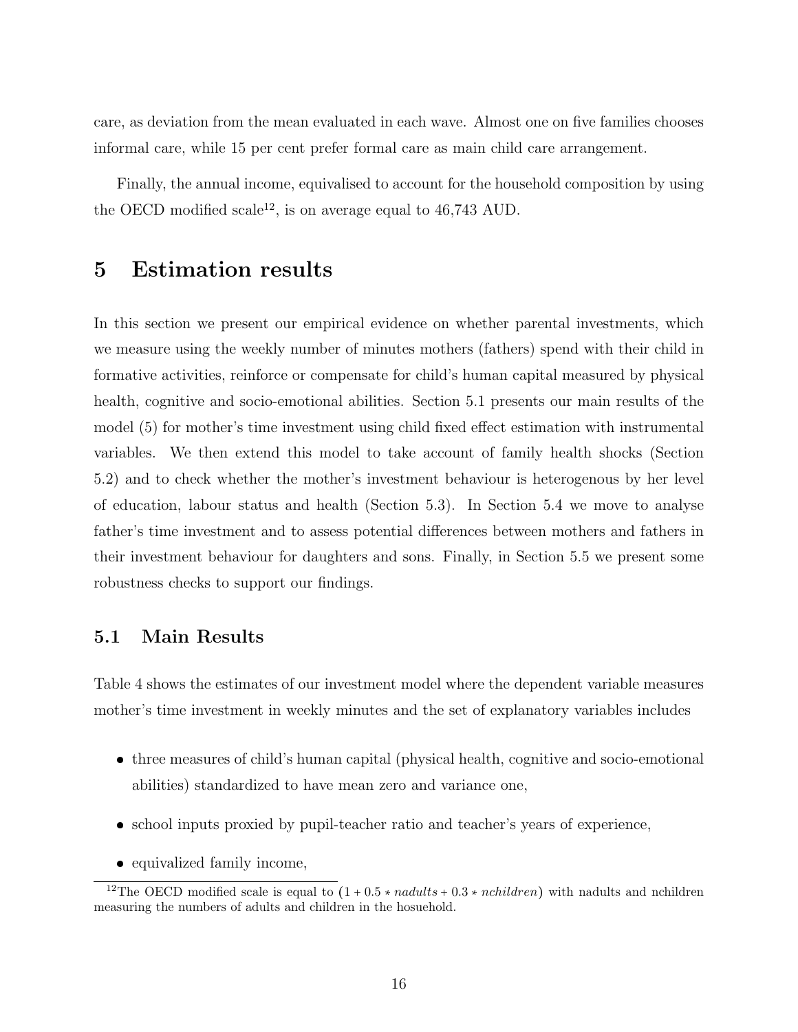care, as deviation from the mean evaluated in each wave. Almost one on five families chooses informal care, while 15 per cent prefer formal care as main child care arrangement.

Finally, the annual income, equivalised to account for the household composition by using the OECD modified scale[12], is on average equal to 46,743 AUD.

# 5 Estimation results

In this section we present our empirical evidence on whether parental investments, which we measure using the weekly number of minutes mothers (fathers) spend with their child in formative activities, reinforce or compensate for child's human capital measured by physical health, cognitive and socio-emotional abilities. Section 5.1 presents our main results of the model (5) for mother's time investment using child fixed effect estimation with instrumental variables. We then extend this model to take account of family health shocks (Section 5.2) and to check whether the mother's investment behaviour is heterogenous by her level of education, labour status and health (Section 5.3). In Section 5.4 we move to analyse father's time investment and to assess potential differences between mothers and fathers in their investment behaviour for daughters and sons. Finally, in Section 5.5 we present some robustness checks to support our findings.

## 5.1 Main Results

Table 4 shows the estimates of our investment model where the dependent variable measures mother's time investment in weekly minutes and the set of explanatory variables includes

- three measures of child's human capital (physical health, cognitive and socio-emotional abilities) standardized to have mean zero and variance one,
- school inputs proxied by pupil-teacher ratio and teacher's years of experience,
- equivalized family income,

[12]The OECD modified scale is equal to $(1 + 0.5 * nadults + 0.3 * nchildren)$ with nadults and nchildren measuring the numbers of adults and children in the hosuehold.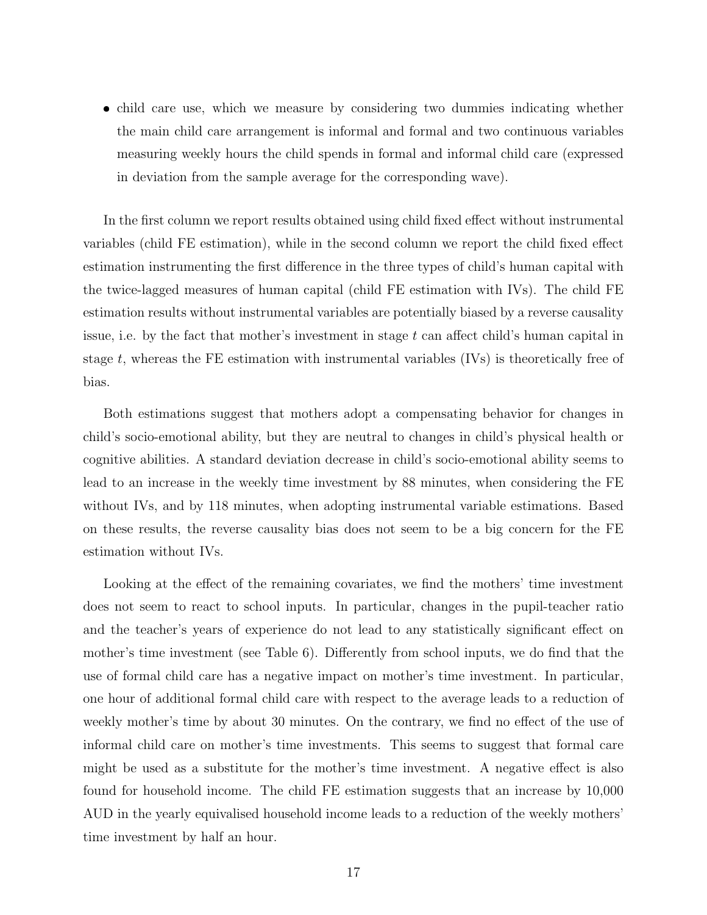- child care use, which we measure by considering two dummies indicating whether the main child care arrangement is informal and formal and two continuous variables measuring weekly hours the child spends in formal and informal child care (expressed in deviation from the sample average for the corresponding wave).

In the first column we report results obtained using child fixed effect without instrumental variables (child FE estimation), while in the second column we report the child fixed effect estimation instrumenting the first difference in the three types of child's human capital with the twice-lagged measures of human capital (child FE estimation with IVs). The child FE estimation results without instrumental variables are potentially biased by a reverse causality issue, i.e. by the fact that mother's investment in stage $t$ can affect child's human capital in stage $t$, whereas the FE estimation with instrumental variables (IVs) is theoretically free of bias.

Both estimations suggest that mothers adopt a compensating behavior for changes in child's socio-emotional ability, but they are neutral to changes in child's physical health or cognitive abilities. A standard deviation decrease in child's socio-emotional ability seems to lead to an increase in the weekly time investment by 88 minutes, when considering the FE without IVs, and by 118 minutes, when adopting instrumental variable estimations. Based on these results, the reverse causality bias does not seem to be a big concern for the FE estimation without IVs.

Looking at the effect of the remaining covariates, we find the mothers' time investment does not seem to react to school inputs. In particular, changes in the pupil-teacher ratio and the teacher's years of experience do not lead to any statistically significant effect on mother's time investment (see Table 6). Differently from school inputs, we do find that the use of formal child care has a negative impact on mother's time investment. In particular, one hour of additional formal child care with respect to the average leads to a reduction of weekly mother's time by about 30 minutes. On the contrary, we find no effect of the use of informal child care on mother's time investments. This seems to suggest that formal care might be used as a substitute for the mother's time investment. A negative effect is also found for household income. The child FE estimation suggests that an increase by 10,000 AUD in the yearly equivalised household income leads to a reduction of the weekly mothers' time investment by half an hour.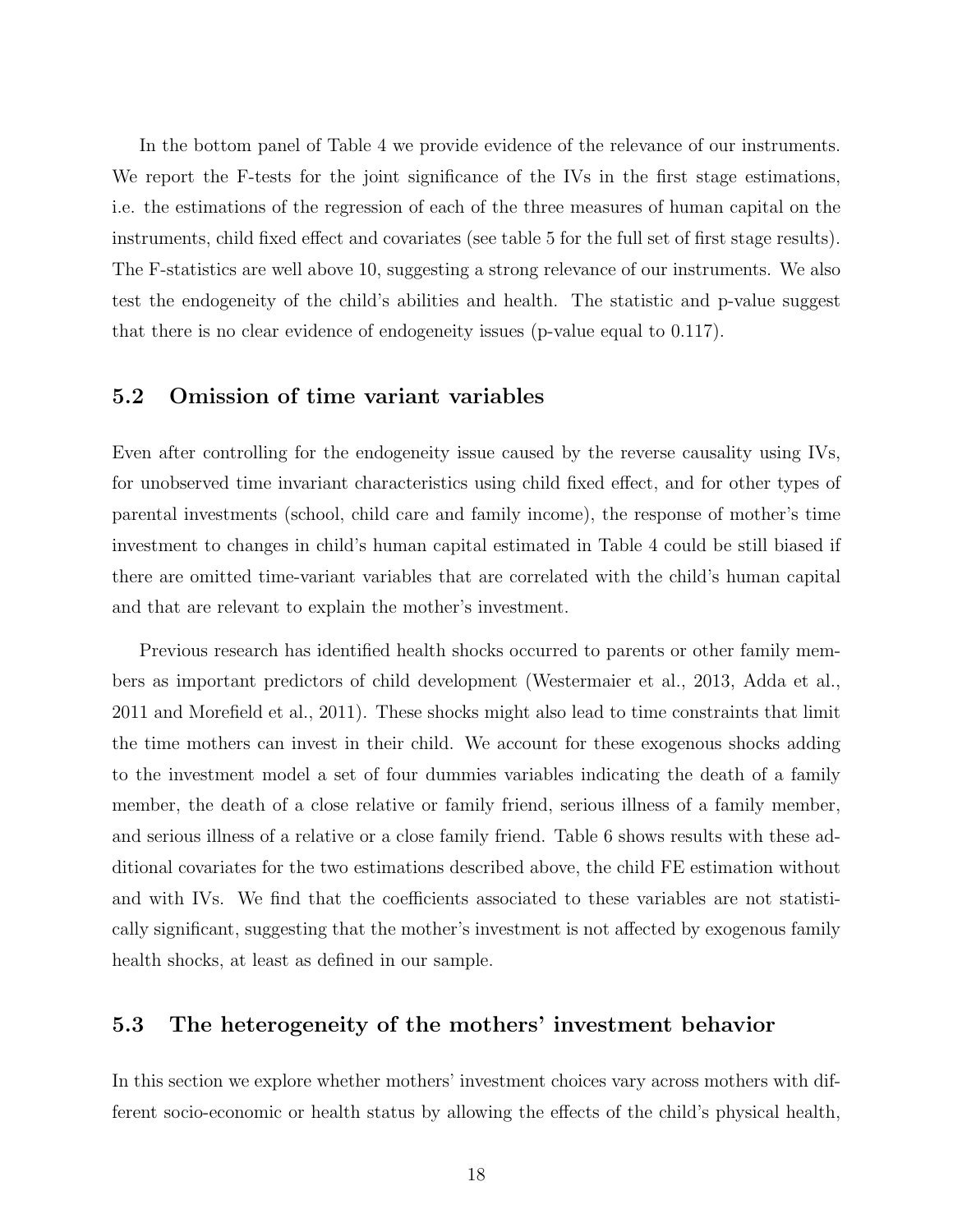In the bottom panel of Table 4 we provide evidence of the relevance of our instruments. We report the F-tests for the joint significance of the IVs in the first stage estimations, i.e. the estimations of the regression of each of the three measures of human capital on the instruments, child fixed effect and covariates (see table 5 for the full set of first stage results). The F-statistics are well above 10, suggesting a strong relevance of our instruments. We also test the endogeneity of the child's abilities and health. The statistic and p-value suggest that there is no clear evidence of endogeneity issues (p-value equal to 0.117).

### 5.2 Omission of time variant variables

Even after controlling for the endogeneity issue caused by the reverse causality using IVs, for unobserved time invariant characteristics using child fixed effect, and for other types of parental investments (school, child care and family income), the response of mother's time investment to changes in child's human capital estimated in Table 4 could be still biased if there are omitted time-variant variables that are correlated with the child's human capital and that are relevant to explain the mother's investment.

Previous research has identified health shocks occurred to parents or other family members as important predictors of child development (Westermaier et al., 2013, Adda et al., 2011 and Morefield et al., 2011). These shocks might also lead to time constraints that limit the time mothers can invest in their child. We account for these exogenous shocks adding to the investment model a set of four dummies variables indicating the death of a family member, the death of a close relative or family friend, serious illness of a family member, and serious illness of a relative or a close family friend. Table 6 shows results with these additional covariates for the two estimations described above, the child FE estimation without and with IVs. We find that the coefficients associated to these variables are not statistically significant, suggesting that the mother's investment is not affected by exogenous family health shocks, at least as defined in our sample.

### 5.3 The heterogeneity of the mothers' investment behavior

In this section we explore whether mothers' investment choices vary across mothers with different socio-economic or health status by allowing the effects of the child's physical health,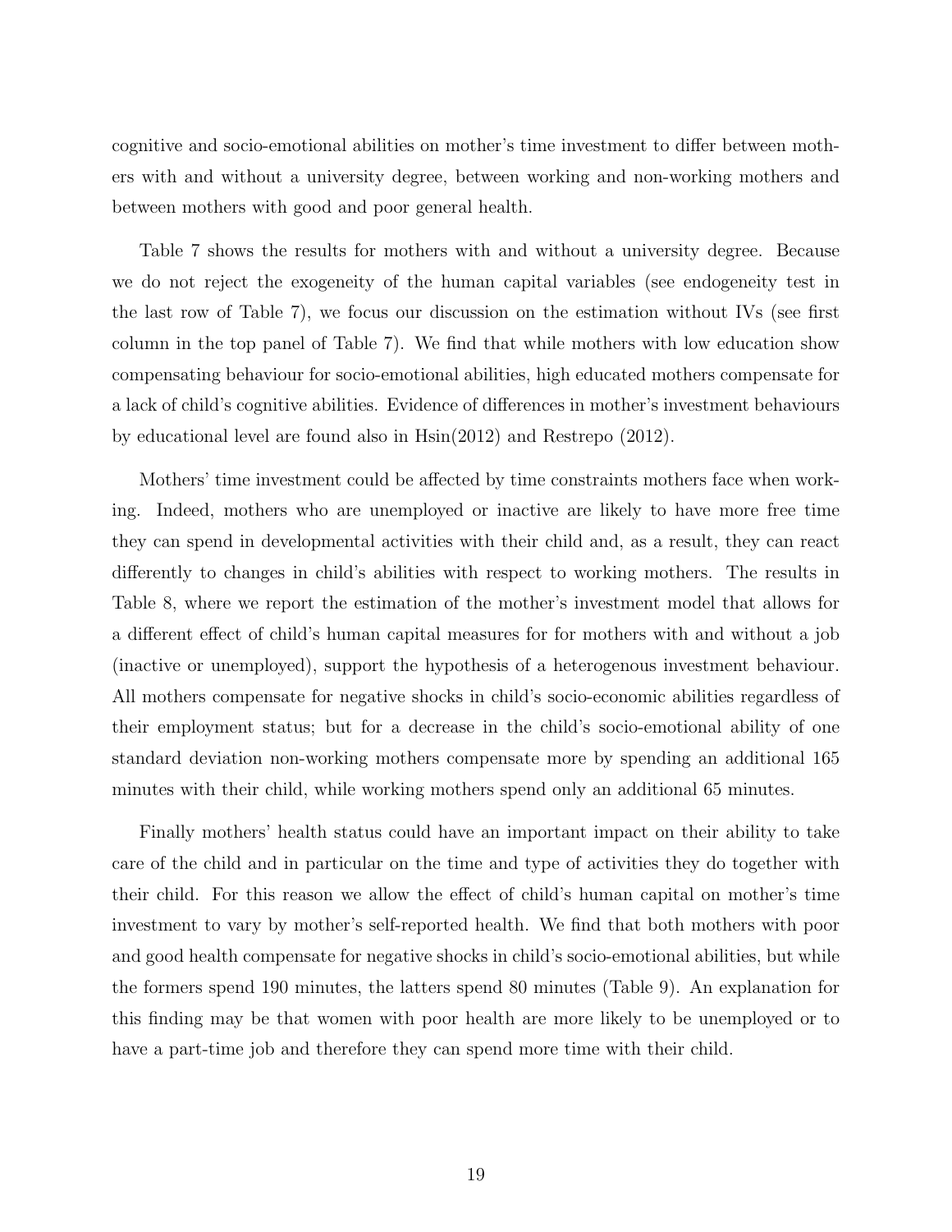cognitive and socio-emotional abilities on mother's time investment to differ between mothers with and without a university degree, between working and non-working mothers and between mothers with good and poor general health.

Table 7 shows the results for mothers with and without a university degree. Because we do not reject the exogeneity of the human capital variables (see endogeneity test in the last row of Table 7), we focus our discussion on the estimation without IVs (see first column in the top panel of Table 7). We find that while mothers with low education show compensating behaviour for socio-emotional abilities, high educated mothers compensate for a lack of child's cognitive abilities. Evidence of differences in mother's investment behaviours by educational level are found also in Hsin(2012) and Restrepo (2012).

Mothers' time investment could be affected by time constraints mothers face when working. Indeed, mothers who are unemployed or inactive are likely to have more free time they can spend in developmental activities with their child and, as a result, they can react differently to changes in child's abilities with respect to working mothers. The results in Table 8, where we report the estimation of the mother's investment model that allows for a different effect of child's human capital measures for for mothers with and without a job (inactive or unemployed), support the hypothesis of a heterogenous investment behaviour. All mothers compensate for negative shocks in child's socio-economic abilities regardless of their employment status; but for a decrease in the child's socio-emotional ability of one standard deviation non-working mothers compensate more by spending an additional 165 minutes with their child, while working mothers spend only an additional 65 minutes.

Finally mothers' health status could have an important impact on their ability to take care of the child and in particular on the time and type of activities they do together with their child. For this reason we allow the effect of child's human capital on mother's time investment to vary by mother's self-reported health. We find that both mothers with poor and good health compensate for negative shocks in child's socio-emotional abilities, but while the formers spend 190 minutes, the latters spend 80 minutes (Table 9). An explanation for this finding may be that women with poor health are more likely to be unemployed or to have a part-time job and therefore they can spend more time with their child.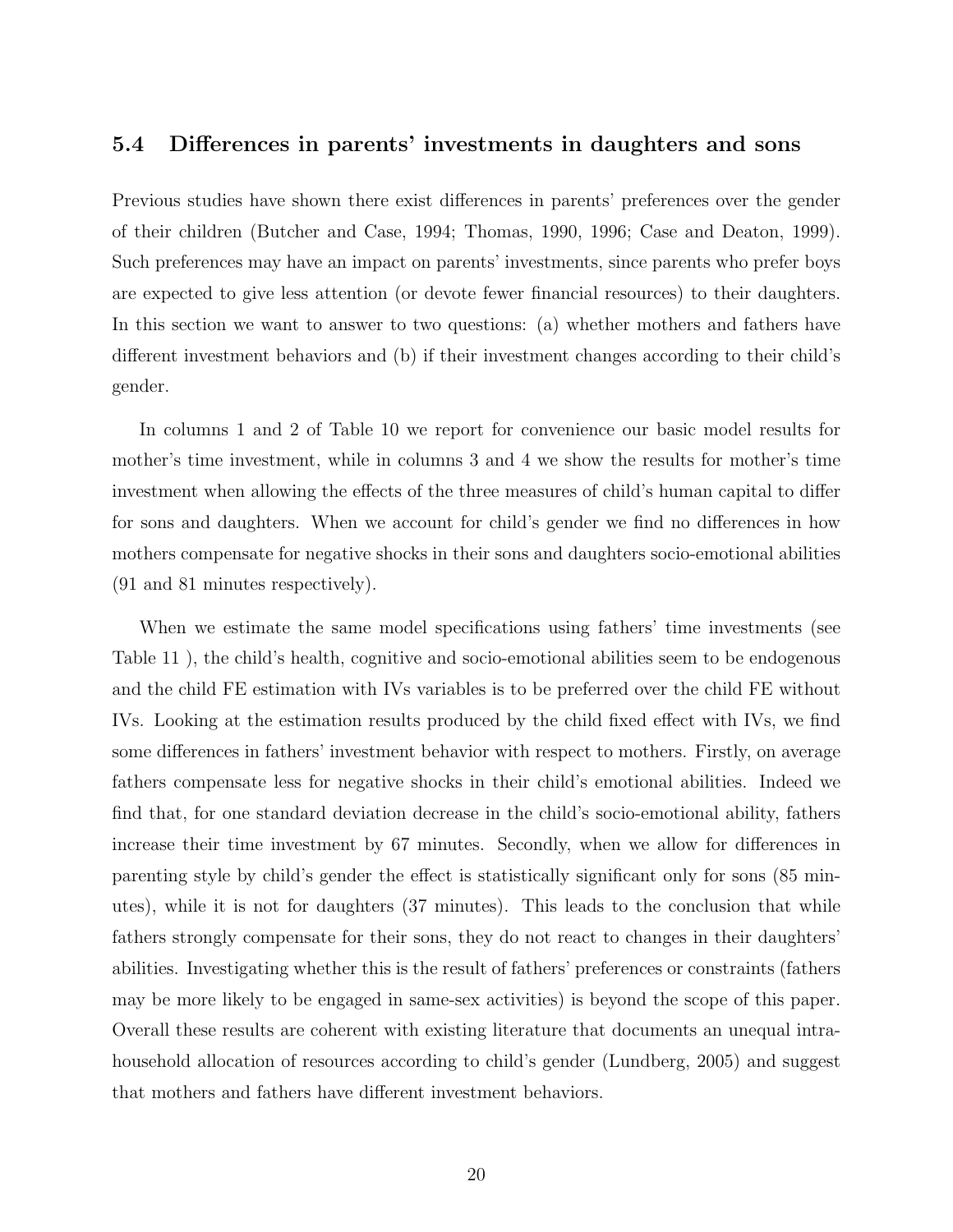### 5.4 Differences in parents' investments in daughters and sons

Previous studies have shown there exist differences in parents' preferences over the gender of their children (Butcher and Case, 1994; Thomas, 1990, 1996; Case and Deaton, 1999). Such preferences may have an impact on parents' investments, since parents who prefer boys are expected to give less attention (or devote fewer financial resources) to their daughters. In this section we want to answer to two questions: (a) whether mothers and fathers have different investment behaviors and (b) if their investment changes according to their child's gender.

In columns 1 and 2 of Table 10 we report for convenience our basic model results for mother's time investment, while in columns 3 and 4 we show the results for mother's time investment when allowing the effects of the three measures of child's human capital to differ for sons and daughters. When we account for child's gender we find no differences in how mothers compensate for negative shocks in their sons and daughters socio-emotional abilities (91 and 81 minutes respectively).

When we estimate the same model specifications using fathers' time investments (see Table 11 ), the child's health, cognitive and socio-emotional abilities seem to be endogenous and the child FE estimation with IVs variables is to be preferred over the child FE without IVs. Looking at the estimation results produced by the child fixed effect with IVs, we find some differences in fathers' investment behavior with respect to mothers. Firstly, on average fathers compensate less for negative shocks in their child's emotional abilities. Indeed we find that, for one standard deviation decrease in the child's socio-emotional ability, fathers increase their time investment by 67 minutes. Secondly, when we allow for differences in parenting style by child's gender the effect is statistically significant only for sons (85 minutes), while it is not for daughters (37 minutes). This leads to the conclusion that while fathers strongly compensate for their sons, they do not react to changes in their daughters' abilities. Investigating whether this is the result of fathers' preferences or constraints (fathers may be more likely to be engaged in same-sex activities) is beyond the scope of this paper. Overall these results are coherent with existing literature that documents an unequal intra-household allocation of resources according to child's gender (Lundberg, 2005) and suggest that mothers and fathers have different investment behaviors.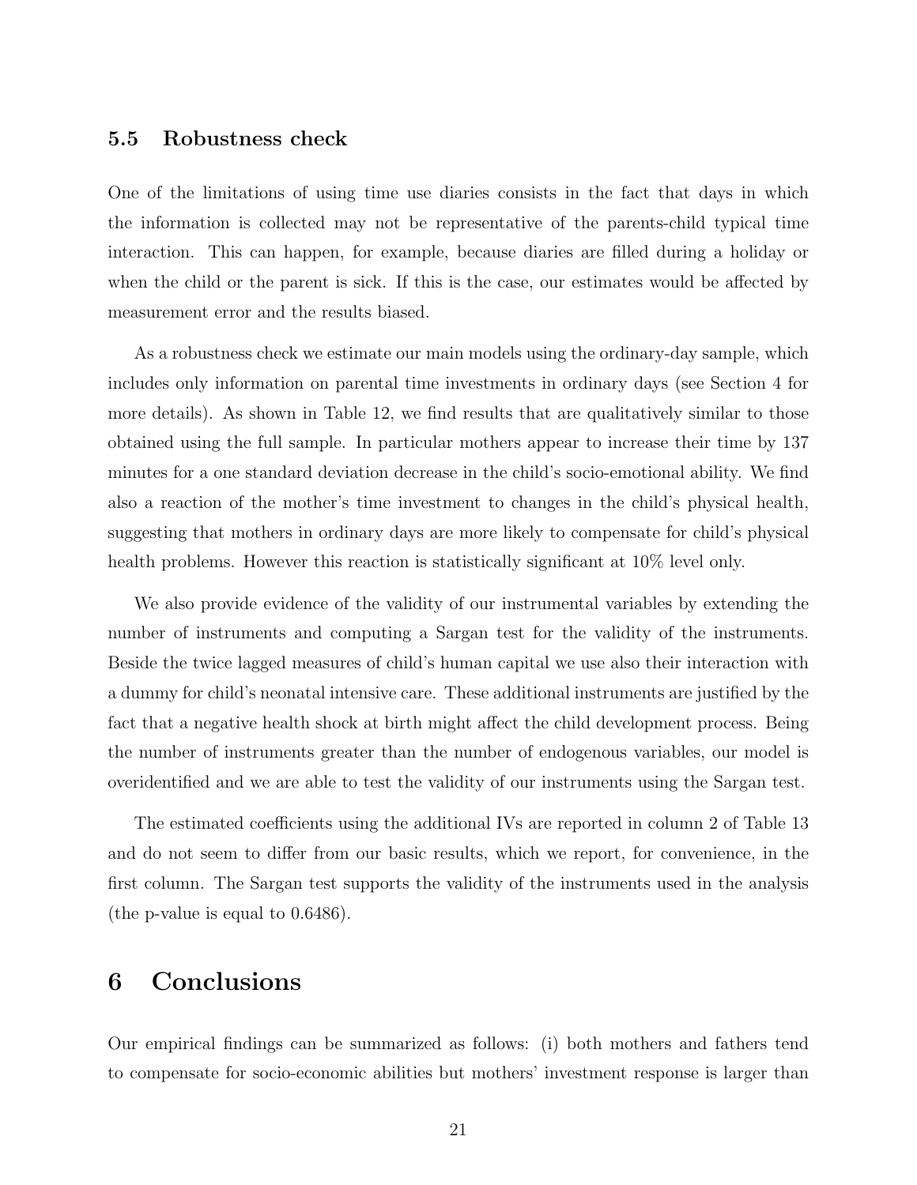### 5.5 Robustness check

One of the limitations of using time use diaries consists in the fact that days in which the information is collected may not be representative of the parents-child typical time interaction. This can happen, for example, because diaries are filled during a holiday or when the child or the parent is sick. If this is the case, our estimates would be affected by measurement error and the results biased.

As a robustness check we estimate our main models using the ordinary-day sample, which includes only information on parental time investments in ordinary days (see Section 4 for more details). As shown in Table 12, we find results that are qualitatively similar to those obtained using the full sample. In particular mothers appear to increase their time by 137 minutes for a one standard deviation decrease in the child's socio-emotional ability. We find also a reaction of the mother's time investment to changes in the child's physical health, suggesting that mothers in ordinary days are more likely to compensate for child's physical health problems. However this reaction is statistically significant at 10% level only.

We also provide evidence of the validity of our instrumental variables by extending the number of instruments and computing a Sargan test for the validity of the instruments. Beside the twice lagged measures of child's human capital we use also their interaction with a dummy for child's neonatal intensive care. These additional instruments are justified by the fact that a negative health shock at birth might affect the child development process. Being the number of instruments greater than the number of endogenous variables, our model is overidentified and we are able to test the validity of our instruments using the Sargan test.

The estimated coefficients using the additional IVs are reported in column 2 of Table 13 and do not seem to differ from our basic results, which we report, for convenience, in the first column. The Sargan test supports the validity of the instruments used in the analysis (the p-value is equal to 0.6486).

# 6 Conclusions

Our empirical findings can be summarized as follows: (i) both mothers and fathers tend to compensate for socio-economic abilities but mothers' investment response is larger than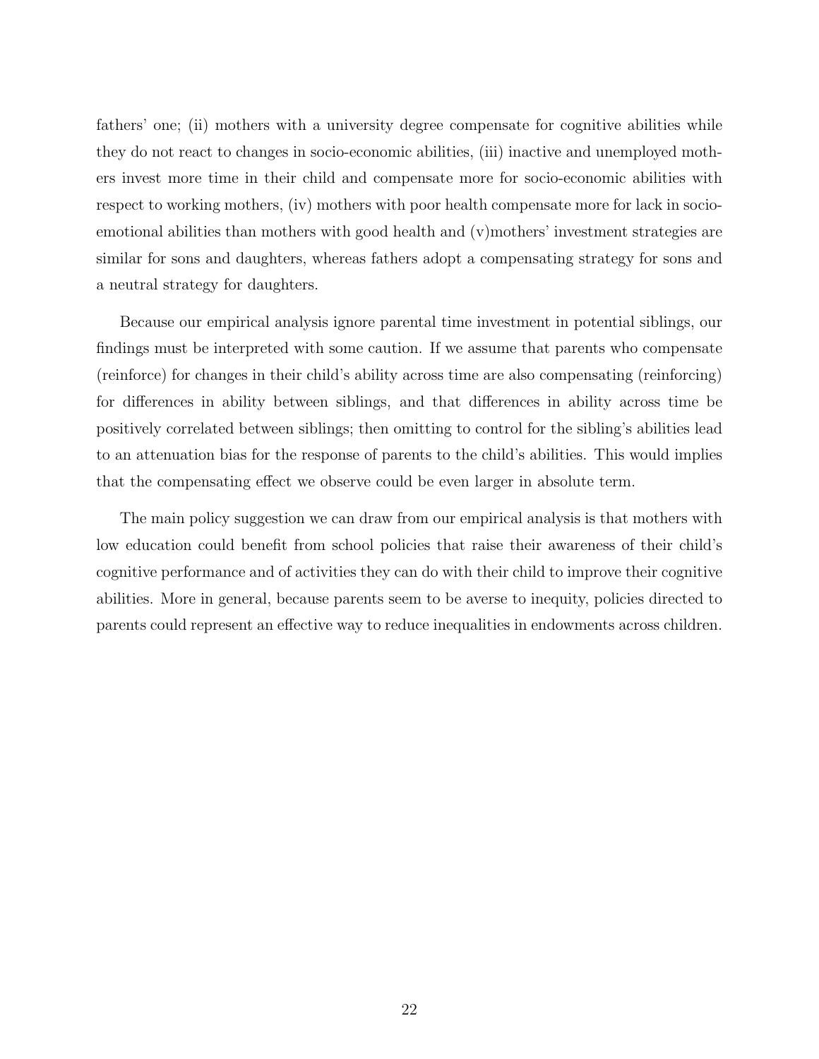fathers' one; (ii) mothers with a university degree compensate for cognitive abilities while they do not react to changes in socio-economic abilities, (iii) inactive and unemployed mothers invest more time in their child and compensate more for socio-economic abilities with respect to working mothers, (iv) mothers with poor health compensate more for lack in socio-emotional abilities than mothers with good health and (v)mothers' investment strategies are similar for sons and daughters, whereas fathers adopt a compensating strategy for sons and a neutral strategy for daughters.

Because our empirical analysis ignore parental time investment in potential siblings, our findings must be interpreted with some caution. If we assume that parents who compensate (reinforce) for changes in their child's ability across time are also compensating (reinforcing) for differences in ability between siblings, and that differences in ability across time be positively correlated between siblings; then omitting to control for the sibling's abilities lead to an attenuation bias for the response of parents to the child's abilities. This would implies that the compensating effect we observe could be even larger in absolute term.

The main policy suggestion we can draw from our empirical analysis is that mothers with low education could benefit from school policies that raise their awareness of their child's cognitive performance and of activities they can do with their child to improve their cognitive abilities. More in general, because parents seem to be averse to inequity, policies directed to parents could represent an effective way to reduce inequalities in endowments across children.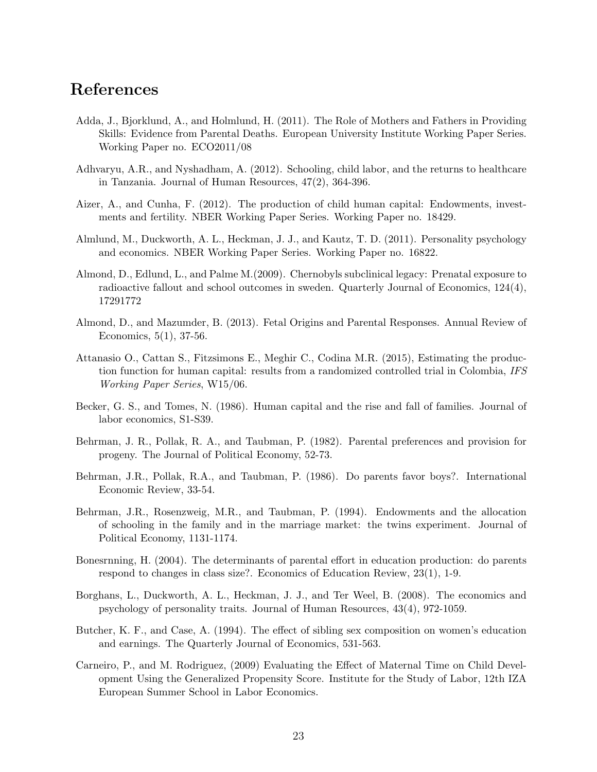# References

Adda, J., Bjorklund, A., and Holmlund, H. (2011). The Role of Mothers and Fathers in Providing Skills: Evidence from Parental Deaths. European University Institute Working Paper Series. Working Paper no. ECO2011/08

Adhvaryu, A.R., and Nyshadham, A. (2012). Schooling, child labor, and the returns to healthcare in Tanzania. Journal of Human Resources, 47(2), 364-396.

Aizer, A., and Cunha, F. (2012). The production of child human capital: Endowments, investments and fertility. NBER Working Paper Series. Working Paper no. 18429.

Almlund, M., Duckworth, A. L., Heckman, J. J., and Kautz, T. D. (2011). Personality psychology and economics. NBER Working Paper Series. Working Paper no. 16822.

Almond, D., Edlund, L., and Palme M.(2009). Chernobyls subclinical legacy: Prenatal exposure to radioactive fallout and school outcomes in sweden. Quarterly Journal of Economics, 124(4), 17291772

Almond, D., and Mazumder, B. (2013). Fetal Origins and Parental Responses. Annual Review of Economics, 5(1), 37-56.

Attanasio O., Cattan S., Fitzsimons E., Meghir C., Codina M.R. (2015), Estimating the production function for human capital: results from a randomized controlled trial in Colombia, *IFS Working Paper Series*, W15/06.

Becker, G. S., and Tomes, N. (1986). Human capital and the rise and fall of families. Journal of labor economics, S1-S39.

Behrman, J. R., Pollak, R. A., and Taubman, P. (1982). Parental preferences and provision for progeny. The Journal of Political Economy, 52-73.

Behrman, J.R., Pollak, R.A., and Taubman, P. (1986). Do parents favor boys?. International Economic Review, 33-54.

Behrman, J.R., Rosenzweig, M.R., and Taubman, P. (1994). Endowments and the allocation of schooling in the family and in the marriage market: the twins experiment. Journal of Political Economy, 1131-1174.

Bonesrnning, H. (2004). The determinants of parental effort in education production: do parents respond to changes in class size?. Economics of Education Review, 23(1), 1-9.

Borghans, L., Duckworth, A. L., Heckman, J. J., and Ter Weel, B. (2008). The economics and psychology of personality traits. Journal of Human Resources, 43(4), 972-1059.

Butcher, K. F., and Case, A. (1994). The effect of sibling sex composition on women's education and earnings. The Quarterly Journal of Economics, 531-563.

Carneiro, P., and M. Rodriguez, (2009) Evaluating the Effect of Maternal Time on Child Development Using the Generalized Propensity Score. Institute for the Study of Labor, 12th IZA European Summer School in Labor Economics.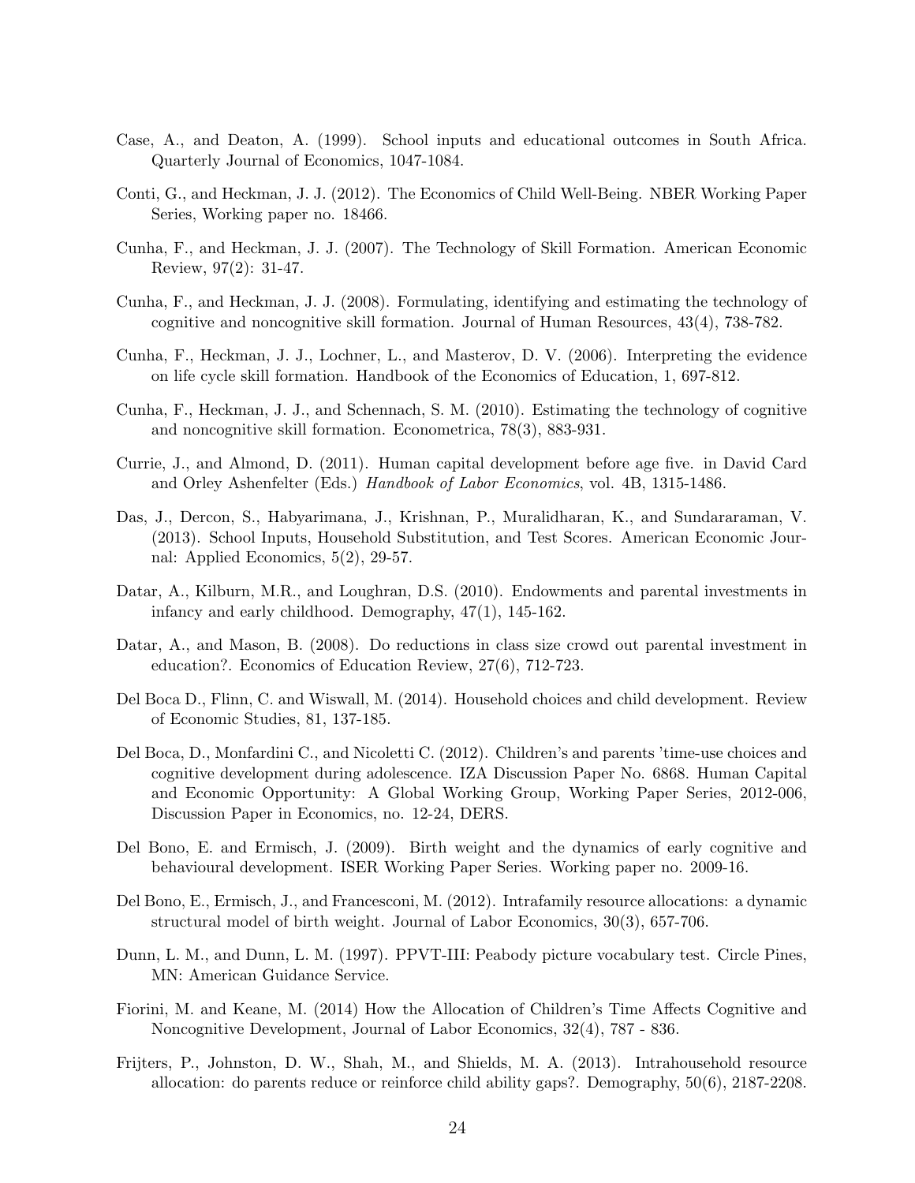Case, A., and Deaton, A. (1999). School inputs and educational outcomes in South Africa. Quarterly Journal of Economics, 1047-1084.

Conti, G., and Heckman, J. J. (2012). The Economics of Child Well-Being. NBER Working Paper Series, Working paper no. 18466.

Cunha, F., and Heckman, J. J. (2007). The Technology of Skill Formation. American Economic Review, 97(2): 31-47.

Cunha, F., and Heckman, J. J. (2008). Formulating, identifying and estimating the technology of cognitive and noncognitive skill formation. Journal of Human Resources, 43(4), 738-782.

Cunha, F., Heckman, J. J., Lochner, L., and Masterov, D. V. (2006). Interpreting the evidence on life cycle skill formation. Handbook of the Economics of Education, 1, 697-812.

Cunha, F., Heckman, J. J., and Schennach, S. M. (2010). Estimating the technology of cognitive and noncognitive skill formation. Econometrica, 78(3), 883-931.

Currie, J., and Almond, D. (2011). Human capital development before age five. in David Card and Orley Ashenfelter (Eds.) *Handbook of Labor Economics*, vol. 4B, 1315-1486.

Das, J., Dercon, S., Habyarimana, J., Krishnan, P., Muralidharan, K., and Sundararaman, V. (2013). School Inputs, Household Substitution, and Test Scores. American Economic Journal: Applied Economics, 5(2), 29-57.

Datar, A., Kilburn, M.R., and Loughran, D.S. (2010). Endowments and parental investments in infancy and early childhood. Demography, 47(1), 145-162.

Datar, A., and Mason, B. (2008). Do reductions in class size crowd out parental investment in education?. Economics of Education Review, 27(6), 712-723.

Del Boca D., Flinn, C. and Wiswall, M. (2014). Household choices and child development. Review of Economic Studies, 81, 137-185.

Del Boca, D., Monfardini C., and Nicoletti C. (2012). Children's and parents 'time-use choices and cognitive development during adolescence. IZA Discussion Paper No. 6868. Human Capital and Economic Opportunity: A Global Working Group, Working Paper Series, 2012-006, Discussion Paper in Economics, no. 12-24, DERS.

Del Bono, E. and Ermisch, J. (2009). Birth weight and the dynamics of early cognitive and behavioural development. ISER Working Paper Series. Working paper no. 2009-16.

Del Bono, E., Ermisch, J., and Francesconi, M. (2012). Intrafamily resource allocations: a dynamic structural model of birth weight. Journal of Labor Economics, 30(3), 657-706.

Dunn, L. M., and Dunn, L. M. (1997). PPVT-III: Peabody picture vocabulary test. Circle Pines, MN: American Guidance Service.

Fiorini, M. and Keane, M. (2014) How the Allocation of Children's Time Affects Cognitive and Noncognitive Development, Journal of Labor Economics, 32(4), 787 - 836.

Frijters, P., Johnston, D. W., Shah, M., and Shields, M. A. (2013). Intrahousehold resource allocation: do parents reduce or reinforce child ability gaps?. Demography, 50(6), 2187-2208.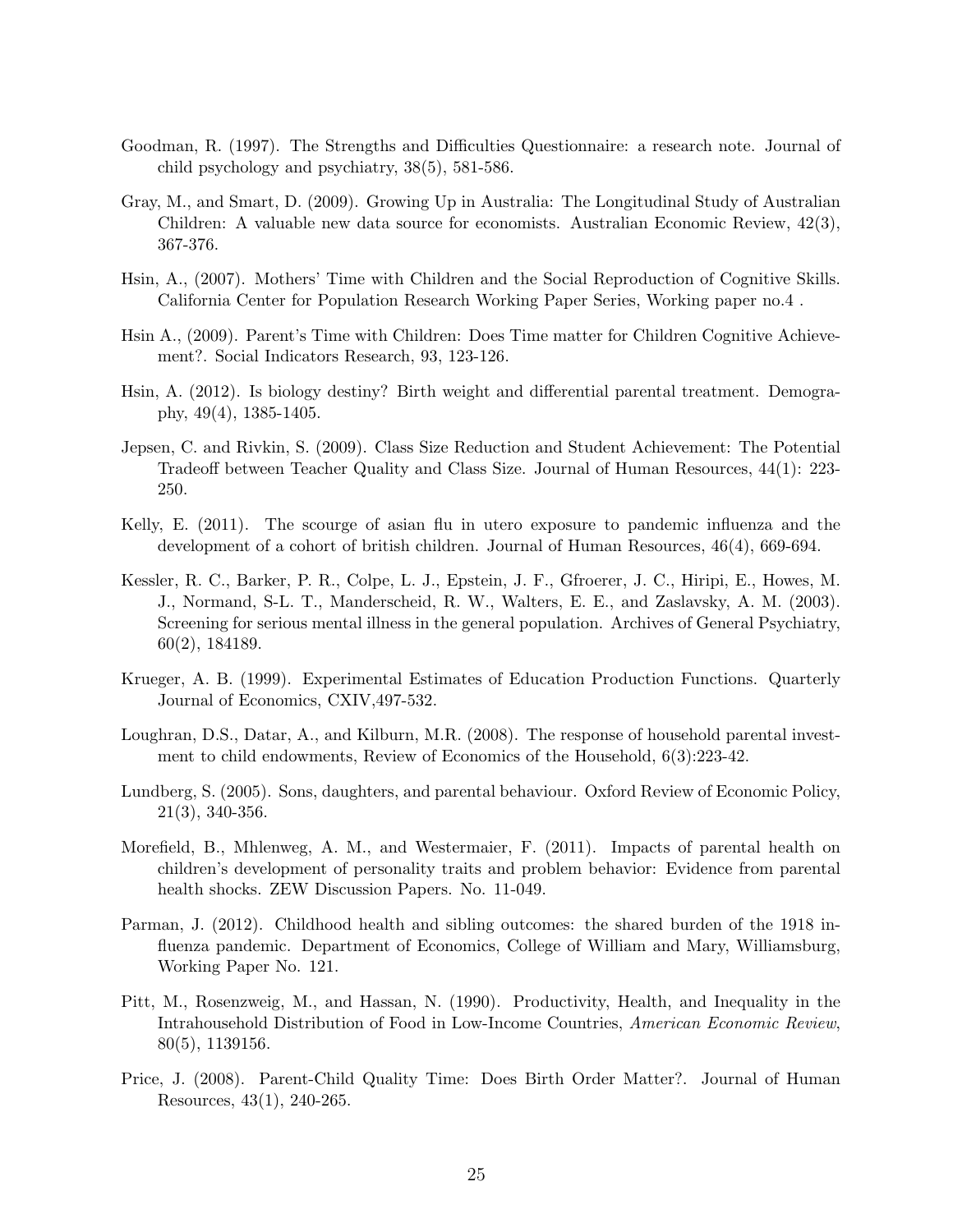Goodman, R. (1997). The Strengths and Difficulties Questionnaire: a research note. Journal of child psychology and psychiatry, 38(5), 581-586.

Gray, M., and Smart, D. (2009). Growing Up in Australia: The Longitudinal Study of Australian Children: A valuable new data source for economists. Australian Economic Review, 42(3), 367-376.

Hsin, A., (2007). Mothers' Time with Children and the Social Reproduction of Cognitive Skills. California Center for Population Research Working Paper Series, Working paper no.4 .

Hsin A., (2009). Parent's Time with Children: Does Time matter for Children Cognitive Achievement?. Social Indicators Research, 93, 123-126.

Hsin, A. (2012). Is biology destiny? Birth weight and differential parental treatment. Demography, 49(4), 1385-1405.

Jepsen, C. and Rivkin, S. (2009). Class Size Reduction and Student Achievement: The Potential Tradeoff between Teacher Quality and Class Size. Journal of Human Resources, 44(1): 223-250.

Kelly, E. (2011). The scourge of asian flu in utero exposure to pandemic influenza and the development of a cohort of british children. Journal of Human Resources, 46(4), 669-694.

Kessler, R. C., Barker, P. R., Colpe, L. J., Epstein, J. F., Gfroerer, J. C., Hiripi, E., Howes, M. J., Normand, S-L. T., Manderscheid, R. W., Walters, E. E., and Zaslavsky, A. M. (2003). Screening for serious mental illness in the general population. Archives of General Psychiatry, 60(2), 184189.

Krueger, A. B. (1999). Experimental Estimates of Education Production Functions. Quarterly Journal of Economics, CXIV,497-532.

Loughran, D.S., Datar, A., and Kilburn, M.R. (2008). The response of household parental investment to child endowments, Review of Economics of the Household, 6(3):223-42.

Lundberg, S. (2005). Sons, daughters, and parental behaviour. Oxford Review of Economic Policy, 21(3), 340-356.

Morefield, B., Mhlenweg, A. M., and Westermaier, F. (2011). Impacts of parental health on children's development of personality traits and problem behavior: Evidence from parental health shocks. ZEW Discussion Papers. No. 11-049.

Parman, J. (2012). Childhood health and sibling outcomes: the shared burden of the 1918 influenza pandemic. Department of Economics, College of William and Mary, Williamsburg, Working Paper No. 121.

Pitt, M., Rosenzweig, M., and Hassan, N. (1990). Productivity, Health, and Inequality in the Intrahousehold Distribution of Food in Low-Income Countries, *American Economic Review*, 80(5), 1139156.

Price, J. (2008). Parent-Child Quality Time: Does Birth Order Matter?. Journal of Human Resources, 43(1), 240-265.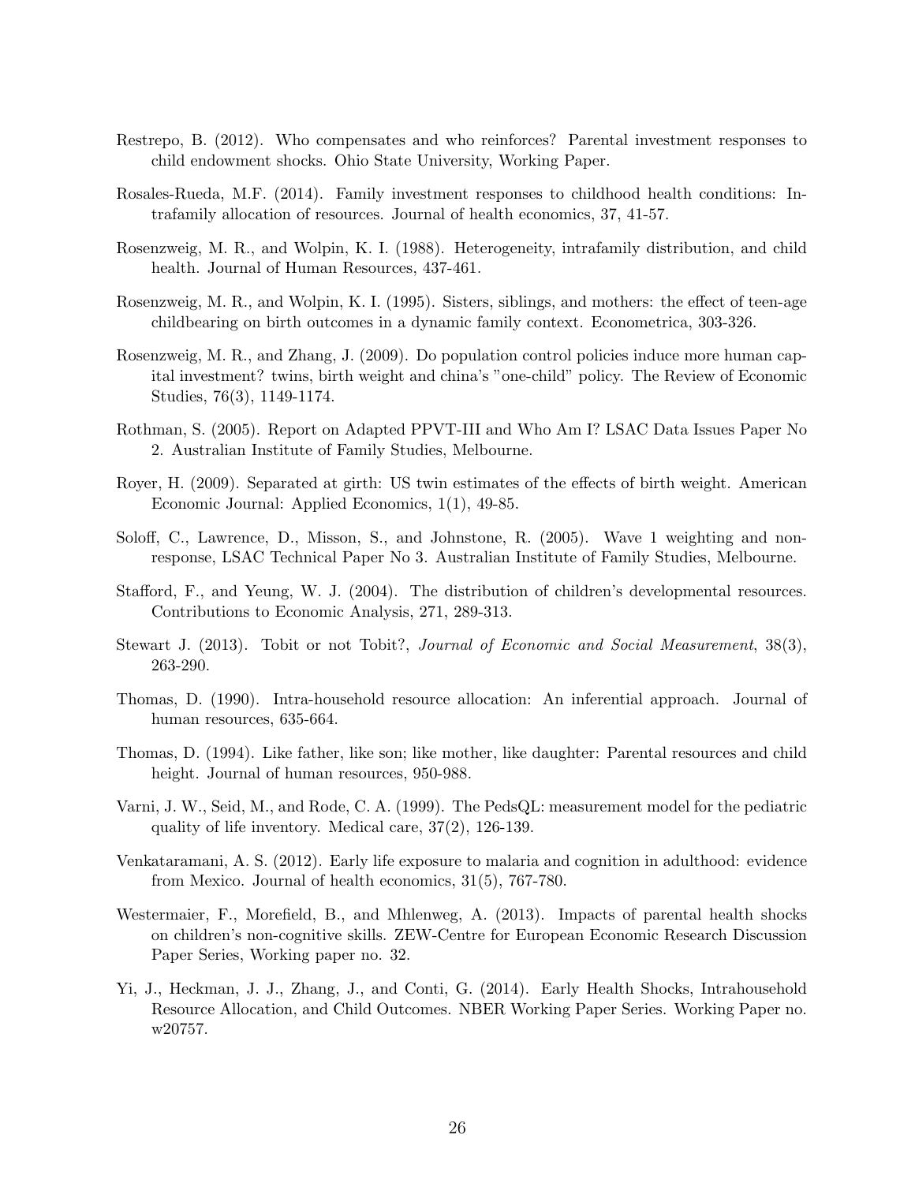Restrepo, B. (2012). Who compensates and who reinforces? Parental investment responses to child endowment shocks. Ohio State University, Working Paper.

Rosales-Rueda, M.F. (2014). Family investment responses to childhood health conditions: Intrafamily allocation of resources. Journal of health economics, 37, 41-57.

Rosenzweig, M. R., and Wolpin, K. I. (1988). Heterogeneity, intrafamily distribution, and child health. Journal of Human Resources, 437-461.

Rosenzweig, M. R., and Wolpin, K. I. (1995). Sisters, siblings, and mothers: the effect of teen-age childbearing on birth outcomes in a dynamic family context. Econometrica, 303-326.

Rosenzweig, M. R., and Zhang, J. (2009). Do population control policies induce more human capital investment? twins, birth weight and china's "one-child" policy. The Review of Economic Studies, 76(3), 1149-1174.

Rothman, S. (2005). Report on Adapted PPVT-III and Who Am I? LSAC Data Issues Paper No 2. Australian Institute of Family Studies, Melbourne.

Royer, H. (2009). Separated at girth: US twin estimates of the effects of birth weight. American Economic Journal: Applied Economics, 1(1), 49-85.

Soloff, C., Lawrence, D., Misson, S., and Johnstone, R. (2005). Wave 1 weighting and non-response, LSAC Technical Paper No 3. Australian Institute of Family Studies, Melbourne.

Stafford, F., and Yeung, W. J. (2004). The distribution of children's developmental resources. Contributions to Economic Analysis, 271, 289-313.

Stewart J. (2013). Tobit or not Tobit?, *Journal of Economic and Social Measurement*, 38(3), 263-290.

Thomas, D. (1990). Intra-household resource allocation: An inferential approach. Journal of human resources, 635-664.

Thomas, D. (1994). Like father, like son; like mother, like daughter: Parental resources and child height. Journal of human resources, 950-988.

Varni, J. W., Seid, M., and Rode, C. A. (1999). The PedsQL: measurement model for the pediatric quality of life inventory. Medical care, 37(2), 126-139.

Venkataramani, A. S. (2012). Early life exposure to malaria and cognition in adulthood: evidence from Mexico. Journal of health economics, 31(5), 767-780.

Westermaier, F., Morefield, B., and Mhlenweg, A. (2013). Impacts of parental health shocks on children's non-cognitive skills. ZEW-Centre for European Economic Research Discussion Paper Series, Working paper no. 32.

Yi, J., Heckman, J. J., Zhang, J., and Conti, G. (2014). Early Health Shocks, Intrahousehold Resource Allocation, and Child Outcomes. NBER Working Paper Series. Working Paper no. w20757.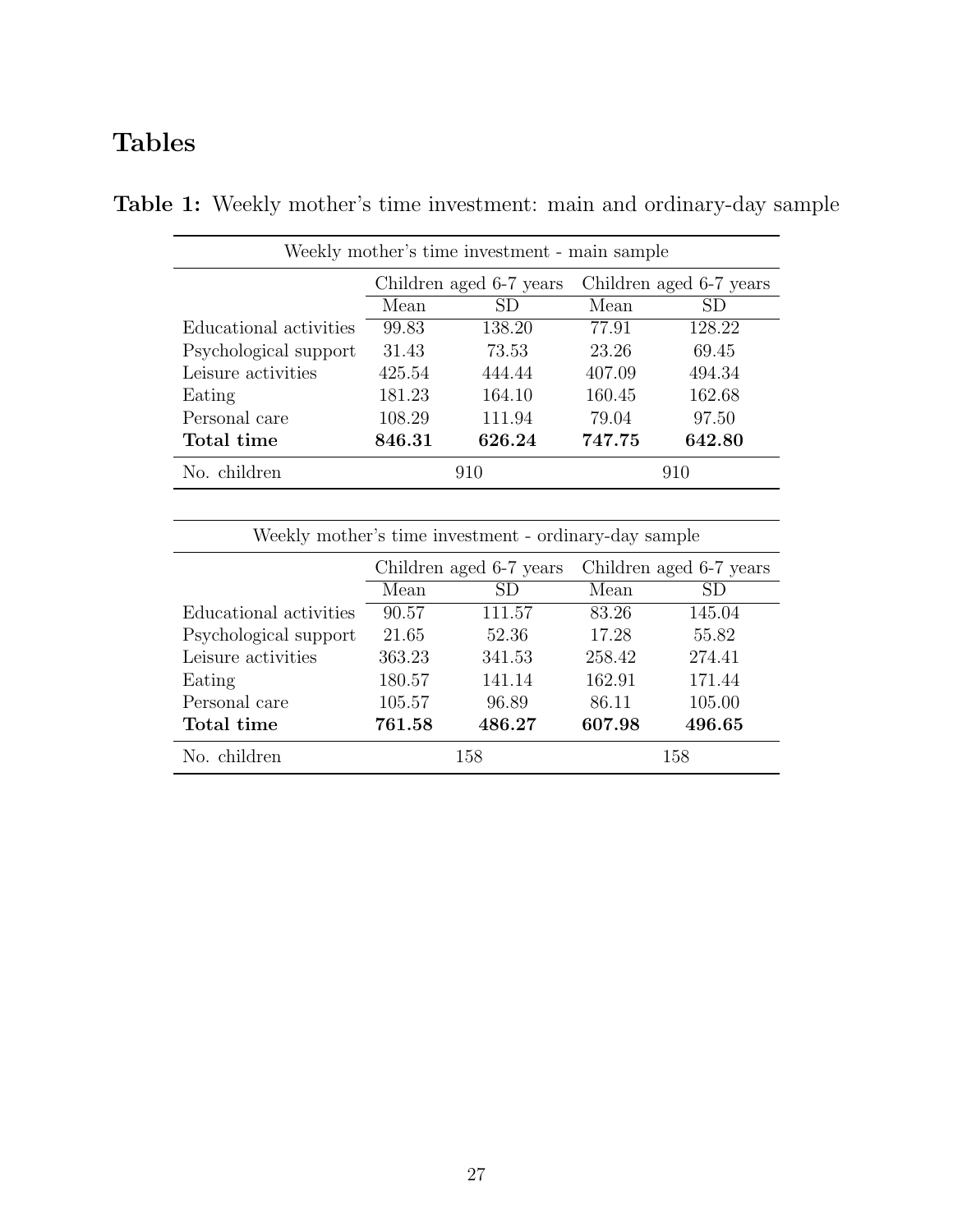# Tables

**Table 1:** Weekly mother's time investment: main and ordinary-day sample

| Weekly mother's time investment - main sample | | | | |
|---|---|---|---|---|
| | Children aged 6-7 years | | Children aged 6-7 years | |
| | Mean | SD | Mean | SD |
| Educational activities | 99.83 | 138.20 | 77.91 | 128.22 |
| Psychological support | 31.43 | 73.53 | 23.26 | 69.45 |
| Leisure activities | 425.54 | 444.44 | 407.09 | 494.34 |
| Eating | 181.23 | 164.10 | 160.45 | 162.68 |
| Personal care | 108.29 | 111.94 | 79.04 | 97.50 |
| **Total time** | **846.31** | **626.24** | **747.75** | **642.80** |
| No. children | 910 | | 910 | |

| Weekly mother's time investment - ordinary-day sample | | | | |
|---|---|---|---|---|
| | Children aged 6-7 years | | Children aged 6-7 years | |
| | Mean | SD | Mean | SD |
| Educational activities | 90.57 | 111.57 | 83.26 | 145.04 |
| Psychological support | 21.65 | 52.36 | 17.28 | 55.82 |
| Leisure activities | 363.23 | 341.53 | 258.42 | 274.41 |
| Eating | 180.57 | 141.14 | 162.91 | 171.44 |
| Personal care | 105.57 | 96.89 | 86.11 | 105.00 |
| **Total time** | **761.58** | **486.27** | **607.98** | **496.65** |
| No. children | 158 | | 158 | |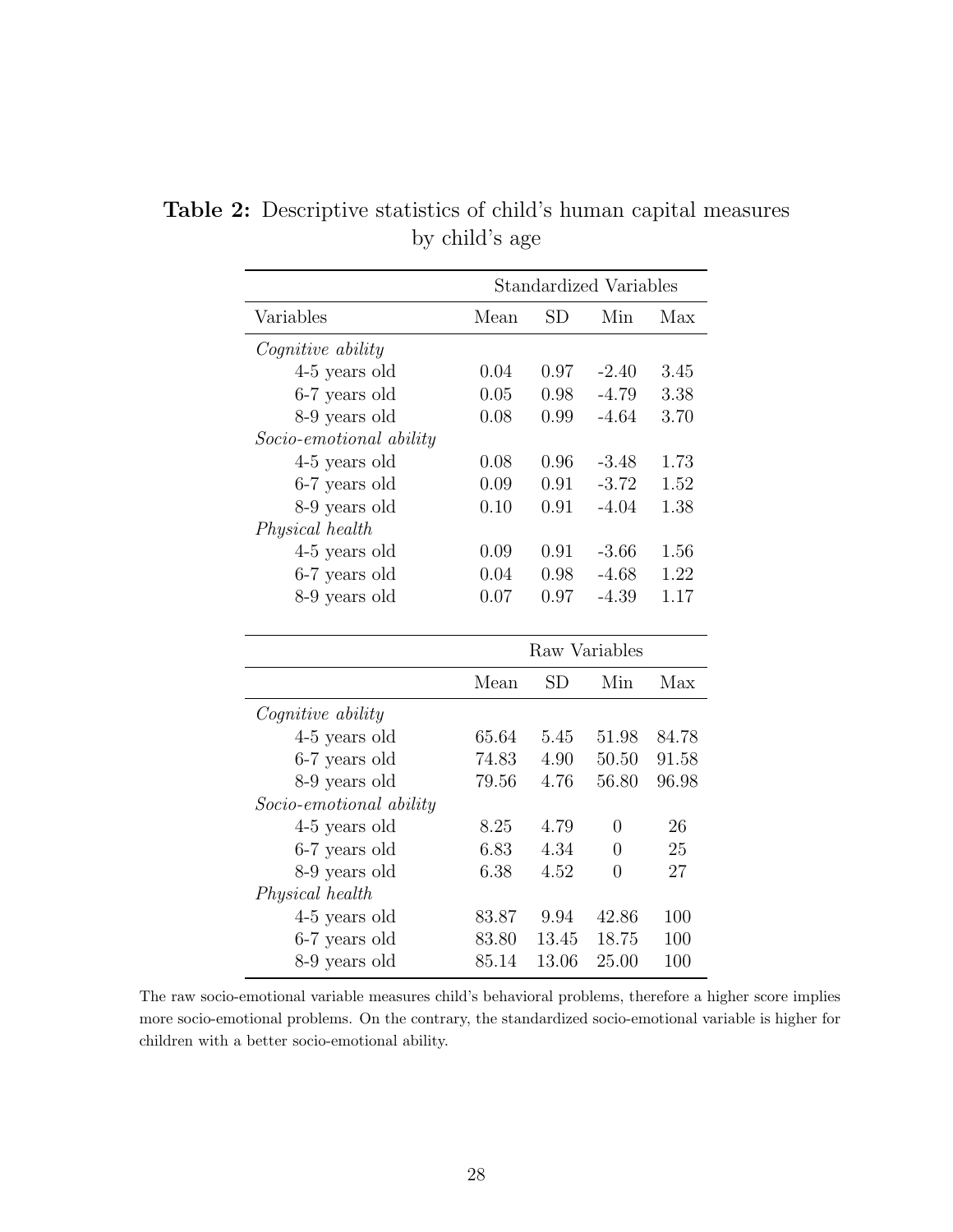**Table 2:** Descriptive statistics of child's human capital measures by child's age

| | Standardized Variables | | | |
|---|---|---|---|---|
| Variables | Mean | SD | Min | Max |
| *Cognitive ability* | | | | |
| 4-5 years old | 0.04 | 0.97 | -2.40 | 3.45 |
| 6-7 years old | 0.05 | 0.98 | -4.79 | 3.38 |
| 8-9 years old | 0.08 | 0.99 | -4.64 | 3.70 |
| *Socio-emotional ability* | | | | |
| 4-5 years old | 0.08 | 0.96 | -3.48 | 1.73 |
| 6-7 years old | 0.09 | 0.91 | -3.72 | 1.52 |
| 8-9 years old | 0.10 | 0.91 | -4.04 | 1.38 |
| *Physical health* | | | | |
| 4-5 years old | 0.09 | 0.91 | -3.66 | 1.56 |
| 6-7 years old | 0.04 | 0.98 | -4.68 | 1.22 |
| 8-9 years old | 0.07 | 0.97 | -4.39 | 1.17 |
| | **Raw Variables** | | | |
| | Mean | SD | Min | Max |
| *Cognitive ability* | | | | |
| 4-5 years old | 65.64 | 5.45 | 51.98 | 84.78 |
| 6-7 years old | 74.83 | 4.90 | 50.50 | 91.58 |
| 8-9 years old | 79.56 | 4.76 | 56.80 | 96.98 |
| *Socio-emotional ability* | | | | |
| 4-5 years old | 8.25 | 4.79 | 0 | 26 |
| 6-7 years old | 6.83 | 4.34 | 0 | 25 |
| 8-9 years old | 6.38 | 4.52 | 0 | 27 |
| *Physical health* | | | | |
| 4-5 years old | 83.87 | 9.94 | 42.86 | 100 |
| 6-7 years old | 83.80 | 13.45 | 18.75 | 100 |
| 8-9 years old | 85.14 | 13.06 | 25.00 | 100 |

The raw socio-emotional variable measures child's behavioral problems, therefore a higher score implies more socio-emotional problems. On the contrary, the standardized socio-emotional variable is higher for children with a better socio-emotional ability.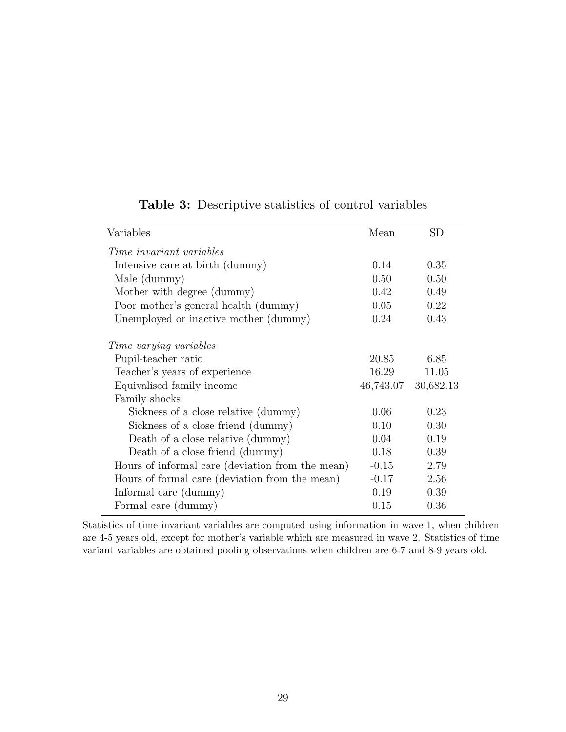**Table 3:** Descriptive statistics of control variables

| Variables | Mean | SD |
|---|---|---|
| *Time invariant variables* | | |
| Intensive care at birth (dummy) | 0.14 | 0.35 |
| Male (dummy) | 0.50 | 0.50 |
| Mother with degree (dummy) | 0.42 | 0.49 |
| Poor mother's general health (dummy) | 0.05 | 0.22 |
| Unemployed or inactive mother (dummy) | 0.24 | 0.43 |
| *Time varying variables* | | |
| Pupil-teacher ratio | 20.85 | 6.85 |
| Teacher's years of experience | 16.29 | 11.05 |
| Equivalised family income | 46,743.07 | 30,682.13 |
| Family shocks | | |
| Sickness of a close relative (dummy) | 0.06 | 0.23 |
| Sickness of a close friend (dummy) | 0.10 | 0.30 |
| Death of a close relative (dummy) | 0.04 | 0.19 |
| Death of a close friend (dummy) | 0.18 | 0.39 |
| Hours of informal care (deviation from the mean) | -0.15 | 2.79 |
| Hours of formal care (deviation from the mean) | -0.17 | 2.56 |
| Informal care (dummy) | 0.19 | 0.39 |
| Formal care (dummy) | 0.15 | 0.36 |

Statistics of time invariant variables are computed using information in wave 1, when children are 4-5 years old, except for mother's variable which are measured in wave 2. Statistics of time variant variables are obtained pooling observations when children are 6-7 and 8-9 years old.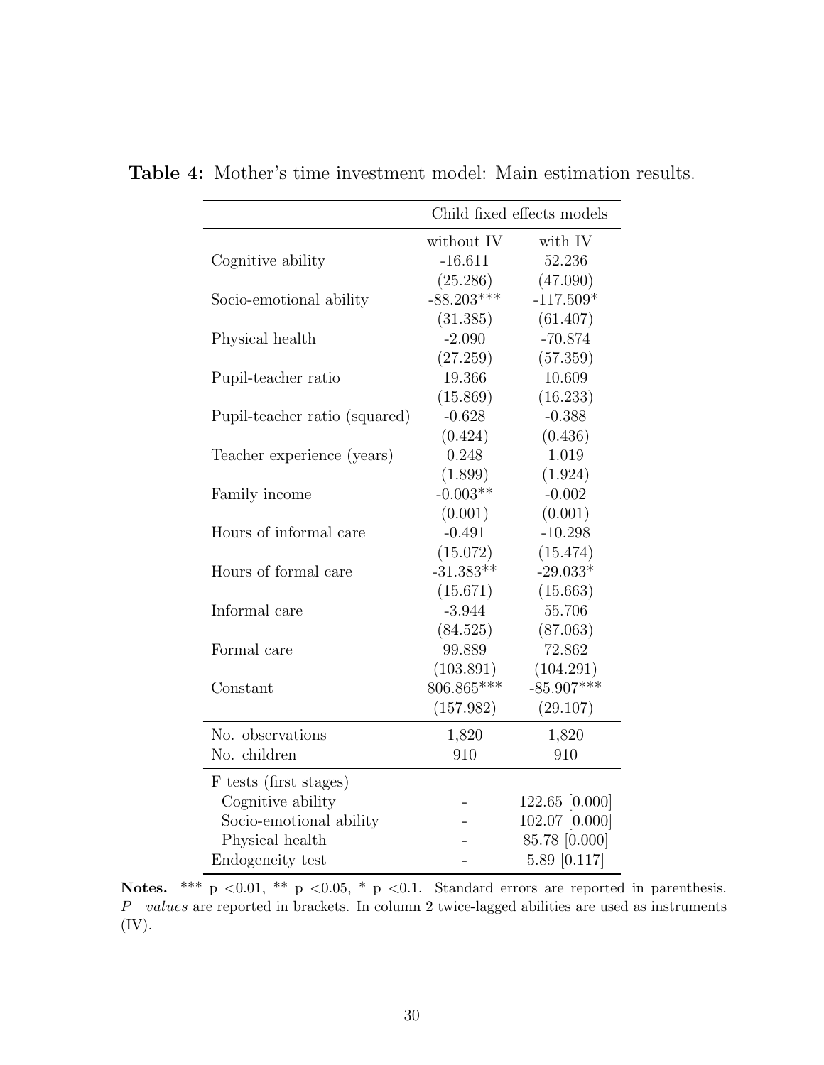**Table 4:** Mother's time investment model: Main estimation results.

| | Child fixed effects models | |
|---|---|---|
| | without IV | with IV |
| Cognitive ability | -16.611 | 52.236 |
| | (25.286) | (47.090) |
| Socio-emotional ability | -88.203*** | -117.509* |
| | (31.385) | (61.407) |
| Physical health | -2.090 | -70.874 |
| | (27.259) | (57.359) |
| Pupil-teacher ratio | 19.366 | 10.609 |
| | (15.869) | (16.233) |
| Pupil-teacher ratio (squared) | -0.628 | -0.388 |
| | (0.424) | (0.436) |
| Teacher experience (years) | 0.248 | 1.019 |
| | (1.899) | (1.924) |
| Family income | -0.003** | -0.002 |
| | (0.001) | (0.001) |
| Hours of informal care | -0.491 | -10.298 |
| | (15.072) | (15.474) |
| Hours of formal care | -31.383** | -29.033* |
| | (15.671) | (15.663) |
| Informal care | -3.944 | 55.706 |
| | (84.525) | (87.063) |
| Formal care | 99.889 | 72.862 |
| | (103.891) | (104.291) |
| Constant | 806.865*** | -85.907*** |
| | (157.982) | (29.107) |
| No. observations | 1,820 | 1,820 |
| No. children | 910 | 910 |
| F tests (first stages) | | |
| Cognitive ability | - | 122.65 [0.000] |
| Socio-emotional ability | - | 102.07 [0.000] |
| Physical health | - | 85.78 [0.000] |
| Endogeneity test | - | 5.89 [0.117] |

**Notes.** *** p <0.01, ** p <0.05, * p <0.1. Standard errors are reported in parenthesis. *P − values* are reported in brackets. In column 2 twice-lagged abilities are used as instruments (IV).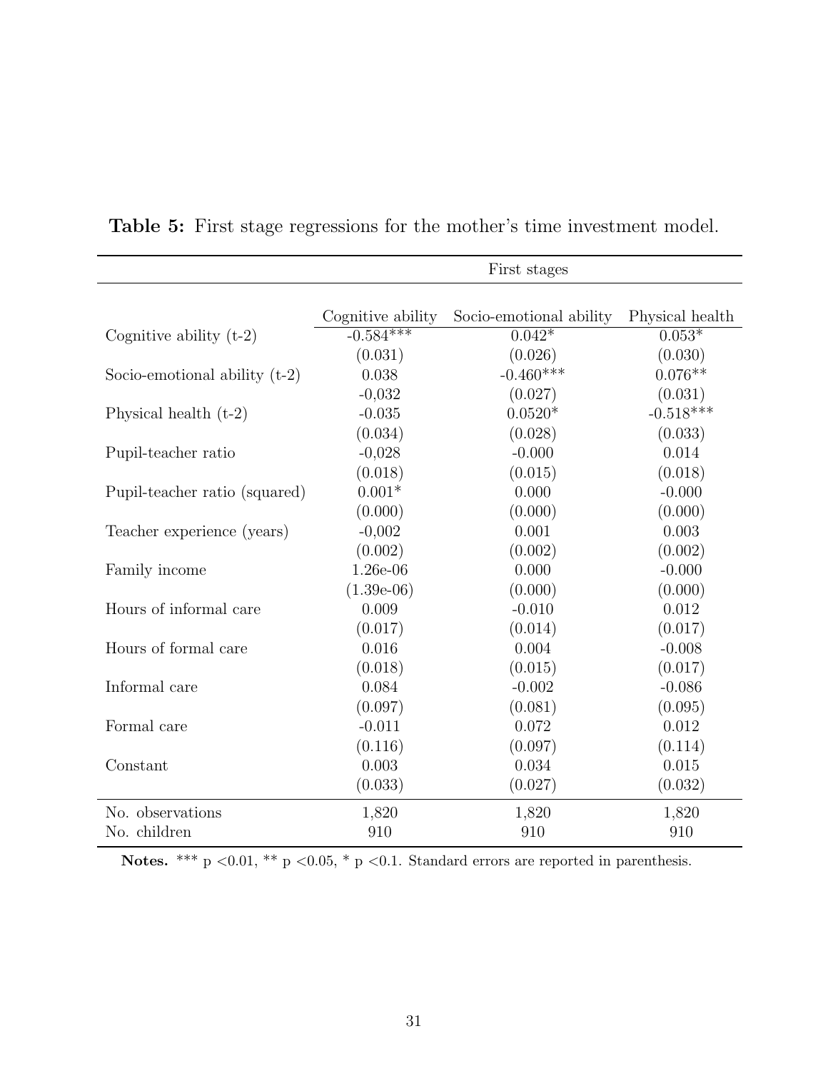**Table 5:** First stage regressions for the mother's time investment model.

| | First stages | | |
|---|---|---|---|
| | Cognitive ability | Socio-emotional ability | Physical health |
| Cognitive ability (t-2) | -0.584*** | 0.042* | 0.053* |
| | (0.031) | (0.026) | (0.030) |
| Socio-emotional ability (t-2) | 0.038 | -0.460*** | 0.076** |
| | -0,032 | (0.027) | (0.031) |
| Physical health (t-2) | -0.035 | 0.0520* | -0.518*** |
| | (0.034) | (0.028) | (0.033) |
| Pupil-teacher ratio | -0,028 | -0.000 | 0.014 |
| | (0.018) | (0.015) | (0.018) |
| Pupil-teacher ratio (squared) | 0.001* | 0.000 | -0.000 |
| | (0.000) | (0.000) | (0.000) |
| Teacher experience (years) | -0,002 | 0.001 | 0.003 |
| | (0.002) | (0.002) | (0.002) |
| Family income | 1.26e-06 | 0.000 | -0.000 |
| | (1.39e-06) | (0.000) | (0.000) |
| Hours of informal care | 0.009 | -0.010 | 0.012 |
| | (0.017) | (0.014) | (0.017) |
| Hours of formal care | 0.016 | 0.004 | -0.008 |
| | (0.018) | (0.015) | (0.017) |
| Informal care | 0.084 | -0.002 | -0.086 |
| | (0.097) | (0.081) | (0.095) |
| Formal care | -0.011 | 0.072 | 0.012 |
| | (0.116) | (0.097) | (0.114) |
| Constant | 0.003 | 0.034 | 0.015 |
| | (0.033) | (0.027) | (0.032) |
| No. observations | 1,820 | 1,820 | 1,820 |
| No. children | 910 | 910 | 910 |

**Notes.** *** p <0.01, ** p <0.05, * p <0.1. Standard errors are reported in parenthesis.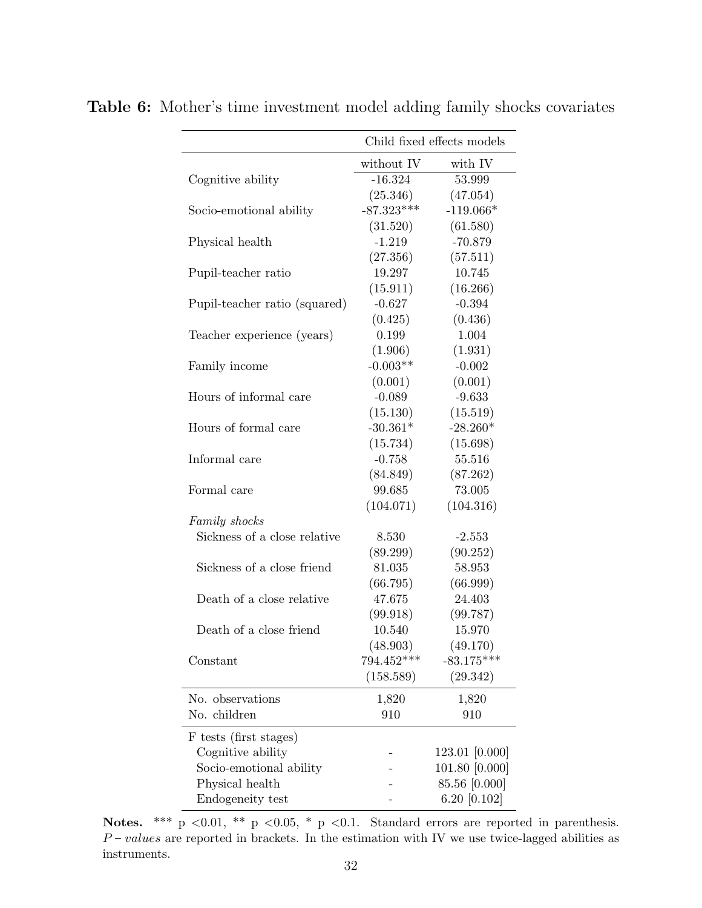**Table 6:** Mother's time investment model adding family shocks covariates

| | Child fixed effects models | |
|---|---|---|
| | without IV | with IV |
| Cognitive ability | -16.324 | 53.999 |
| | (25.346) | (47.054) |
| Socio-emotional ability | -87.323*** | -119.066* |
| | (31.520) | (61.580) |
| Physical health | -1.219 | -70.879 |
| | (27.356) | (57.511) |
| Pupil-teacher ratio | 19.297 | 10.745 |
| | (15.911) | (16.266) |
| Pupil-teacher ratio (squared) | -0.627 | -0.394 |
| | (0.425) | (0.436) |
| Teacher experience (years) | 0.199 | 1.004 |
| | (1.906) | (1.931) |
| Family income | -0.003** | -0.002 |
| | (0.001) | (0.001) |
| Hours of informal care | -0.089 | -9.633 |
| | (15.130) | (15.519) |
| Hours of formal care | -30.361* | -28.260* |
| | (15.734) | (15.698) |
| Informal care | -0.758 | 55.516 |
| | (84.849) | (87.262) |
| Formal care | 99.685 | 73.005 |
| | (104.071) | (104.316) |
| *Family shocks* | | |
| Sickness of a close relative | 8.530 | -2.553 |
| | (89.299) | (90.252) |
| Sickness of a close friend | 81.035 | 58.953 |
| | (66.795) | (66.999) |
| Death of a close relative | 47.675 | 24.403 |
| | (99.918) | (99.787) |
| Death of a close friend | 10.540 | 15.970 |
| | (48.903) | (49.170) |
| Constant | 794.452*** | -83.175*** |
| | (158.589) | (29.342) |
| No. observations | 1,820 | 1,820 |
| No. children | 910 | 910 |
| F tests (first stages) | | |
| Cognitive ability | - | 123.01 [0.000] |
| Socio-emotional ability | - | 101.80 [0.000] |
| Physical health | - | 85.56 [0.000] |
| Endogeneity test | - | 6.20 [0.102] |

**Notes.** *** p <0.01, ** p <0.05, * p <0.1. Standard errors are reported in parenthesis. *P − values* are reported in brackets. In the estimation with IV we use twice-lagged abilities as instruments.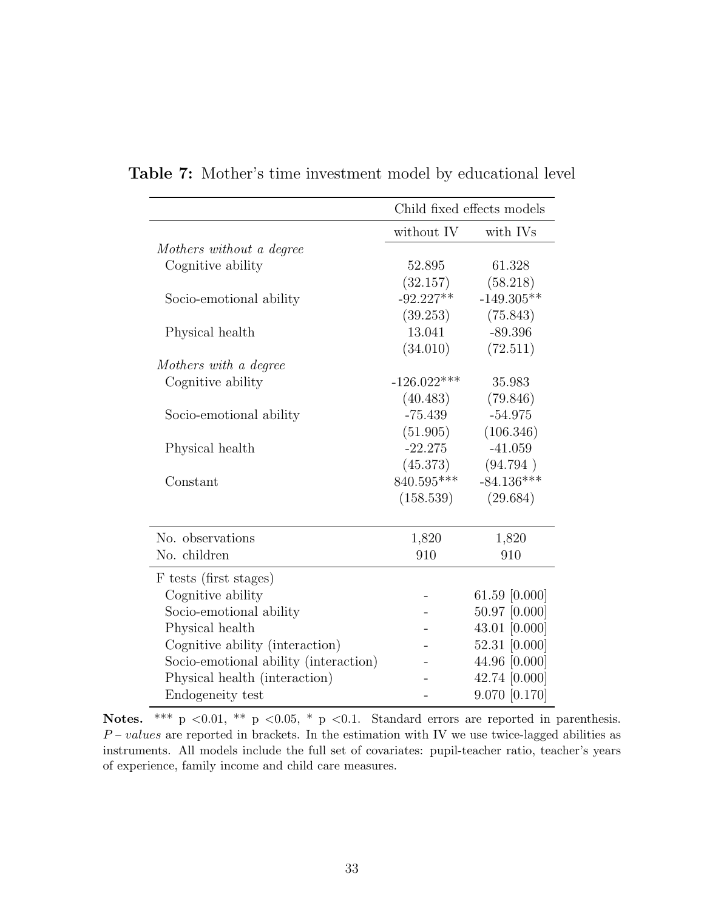**Table 7:** Mother's time investment model by educational level

| | Child fixed effects models | |
|---|---|---|
| | without IV | with IVs |
| *Mothers without a degree* | | |
| Cognitive ability | 52.895 | 61.328 |
| | (32.157) | (58.218) |
| Socio-emotional ability | -92.227** | -149.305** |
| | (39.253) | (75.843) |
| Physical health | 13.041 | -89.396 |
| | (34.010) | (72.511) |
| *Mothers with a degree* | | |
| Cognitive ability | -126.022*** | 35.983 |
| | (40.483) | (79.846) |
| Socio-emotional ability | -75.439 | -54.975 |
| | (51.905) | (106.346) |
| Physical health | -22.275 | -41.059 |
| | (45.373) | (94.794 ) |
| Constant | 840.595*** | -84.136*** |
| | (158.539) | (29.684) |
| No. observations | 1,820 | 1,820 |
| No. children | 910 | 910 |
| F tests (first stages) | | |
| Cognitive ability | - | 61.59 [0.000] |
| Socio-emotional ability | - | 50.97 [0.000] |
| Physical health | - | 43.01 [0.000] |
| Cognitive ability (interaction) | - | 52.31 [0.000] |
| Socio-emotional ability (interaction) | - | 44.96 [0.000] |
| Physical health (interaction) | - | 42.74 [0.000] |
| Endogeneity test | - | 9.070 [0.170] |

**Notes.** *** p <0.01, ** p <0.05, * p <0.1. Standard errors are reported in parenthesis. *P – values* are reported in brackets. In the estimation with IV we use twice-lagged abilities as instruments. All models include the full set of covariates: pupil-teacher ratio, teacher's years of experience, family income and child care measures.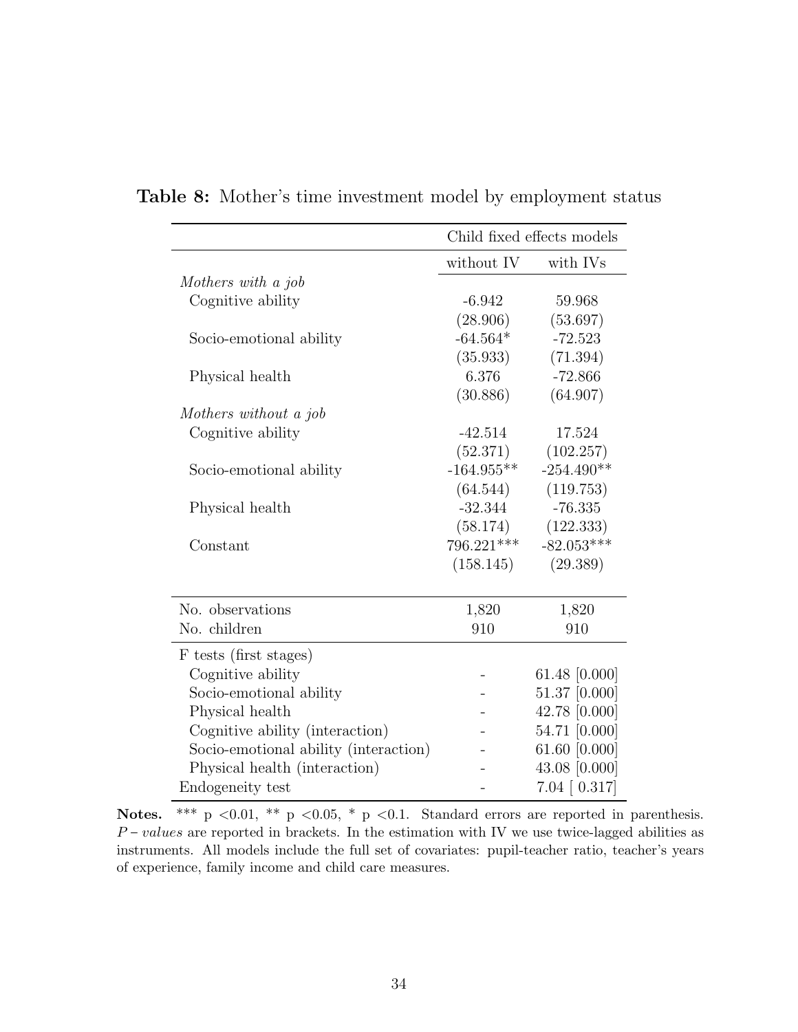**Table 8:** Mother's time investment model by employment status

| | Child fixed effects models | |
|---|---|---|
| | without IV | with IVs |
| *Mothers with a job* | | |
| Cognitive ability | -6.942 | 59.968 |
| | (28.906) | (53.697) |
| Socio-emotional ability | -64.564* | -72.523 |
| | (35.933) | (71.394) |
| Physical health | 6.376 | -72.866 |
| | (30.886) | (64.907) |
| *Mothers without a job* | | |
| Cognitive ability | -42.514 | 17.524 |
| | (52.371) | (102.257) |
| Socio-emotional ability | -164.955** | -254.490** |
| | (64.544) | (119.753) |
| Physical health | -32.344 | -76.335 |
| | (58.174) | (122.333) |
| Constant | 796.221*** | -82.053*** |
| | (158.145) | (29.389) |
| No. observations | 1,820 | 1,820 |
| No. children | 910 | 910 |
| F tests (first stages) | | |
| Cognitive ability | - | 61.48 [0.000] |
| Socio-emotional ability | - | 51.37 [0.000] |
| Physical health | - | 42.78 [0.000] |
| Cognitive ability (interaction) | - | 54.71 [0.000] |
| Socio-emotional ability (interaction) | - | 61.60 [0.000] |
| Physical health (interaction) | - | 43.08 [0.000] |
| Endogeneity test | - | 7.04 [ 0.317] |

**Notes.** *** p <0.01, ** p <0.05, * p <0.1. Standard errors are reported in parenthesis. *P – values* are reported in brackets. In the estimation with IV we use twice-lagged abilities as instruments. All models include the full set of covariates: pupil-teacher ratio, teacher's years of experience, family income and child care measures.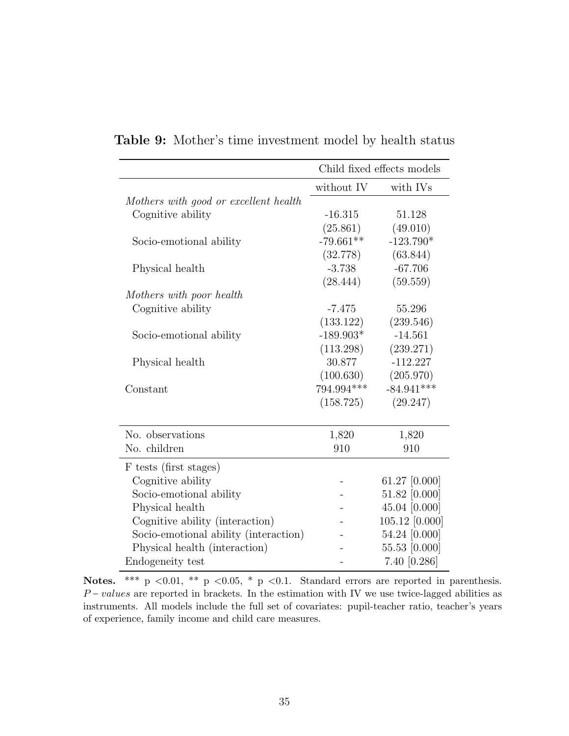**Table 9:** Mother's time investment model by health status

| | Child fixed effects models | |
|---|---|---|
| | without IV | with IVs |
| *Mothers with good or excellent health* | | |
| Cognitive ability | -16.315 | 51.128 |
| | (25.861) | (49.010) |
| Socio-emotional ability | -79.661** | -123.790* |
| | (32.778) | (63.844) |
| Physical health | -3.738 | -67.706 |
| | (28.444) | (59.559) |
| *Mothers with poor health* | | |
| Cognitive ability | -7.475 | 55.296 |
| | (133.122) | (239.546) |
| Socio-emotional ability | -189.903* | -14.561 |
| | (113.298) | (239.271) |
| Physical health | 30.877 | -112.227 |
| | (100.630) | (205.970) |
| Constant | 794.994*** | -84.941*** |
| | (158.725) | (29.247) |
| No. observations | 1,820 | 1,820 |
| No. children | 910 | 910 |
| F tests (first stages) | | |
| Cognitive ability | - | 61.27 [0.000] |
| Socio-emotional ability | - | 51.82 [0.000] |
| Physical health | - | 45.04 [0.000] |
| Cognitive ability (interaction) | - | 105.12 [0.000] |
| Socio-emotional ability (interaction) | - | 54.24 [0.000] |
| Physical health (interaction) | - | 55.53 [0.000] |
| Endogeneity test | - | 7.40 [0.286] |

**Notes.** *** p <0.01, ** p <0.05, * p <0.1. Standard errors are reported in parenthesis. *P – values* are reported in brackets. In the estimation with IV we use twice-lagged abilities as instruments. All models include the full set of covariates: pupil-teacher ratio, teacher's years of experience, family income and child care measures.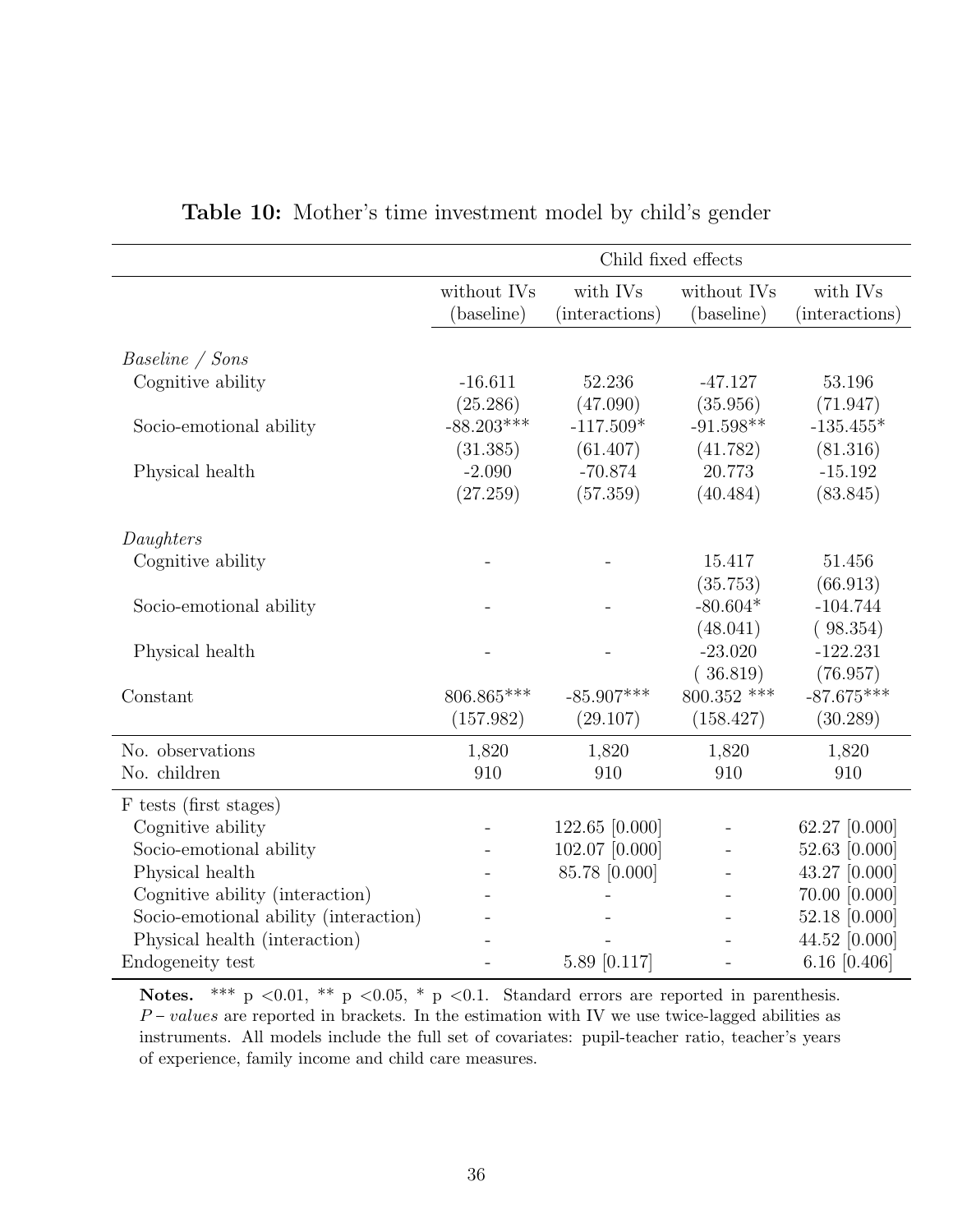**Table 10:** Mother's time investment model by child's gender

| | Child fixed effects | | | |
|---|---|---|---|---|
| | without IVs (baseline) | with IVs (interactions) | without IVs (baseline) | with IVs (interactions) |
| *Baseline / Sons* | | | | |
| Cognitive ability | -16.611 | 52.236 | -47.127 | 53.196 |
| | (25.286) | (47.090) | (35.956) | (71.947) |
| Socio-emotional ability | -88.203*** | -117.509* | -91.598** | -135.455* |
| | (31.385) | (61.407) | (41.782) | (81.316) |
| Physical health | -2.090 | -70.874 | 20.773 | -15.192 |
| | (27.259) | (57.359) | (40.484) | (83.845) |
| *Daughters* | | | | |
| Cognitive ability | - | - | 15.417 | 51.456 |
| | | | (35.753) | (66.913) |
| Socio-emotional ability | - | - | -80.604* | -104.744 |
| | | | (48.041) | ( 98.354) |
| Physical health | - | - | -23.020 | -122.231 |
| | | | ( 36.819) | (76.957) |
| Constant | 806.865*** | -85.907*** | 800.352 *** | -87.675*** |
| | (157.982) | (29.107) | (158.427) | (30.289) |
| No. observations | 1,820 | 1,820 | 1,820 | 1,820 |
| No. children | 910 | 910 | 910 | 910 |
| F tests (first stages) | | | | |
| Cognitive ability | - | 122.65 [0.000] | - | 62.27 [0.000] |
| Socio-emotional ability | - | 102.07 [0.000] | - | 52.63 [0.000] |
| Physical health | - | 85.78 [0.000] | - | 43.27 [0.000] |
| Cognitive ability (interaction) | - | - | - | 70.00 [0.000] |
| Socio-emotional ability (interaction) | - | - | - | 52.18 [0.000] |
| Physical health (interaction) | - | - | - | 44.52 [0.000] |
| Endogeneity test | - | 5.89 [0.117] | - | 6.16 [0.406] |

**Notes.** *** p <0.01, ** p <0.05, * p <0.1. Standard errors are reported in parenthesis. *P – values* are reported in brackets. In the estimation with IV we use twice-lagged abilities as instruments. All models include the full set of covariates: pupil-teacher ratio, teacher's years of experience, family income and child care measures.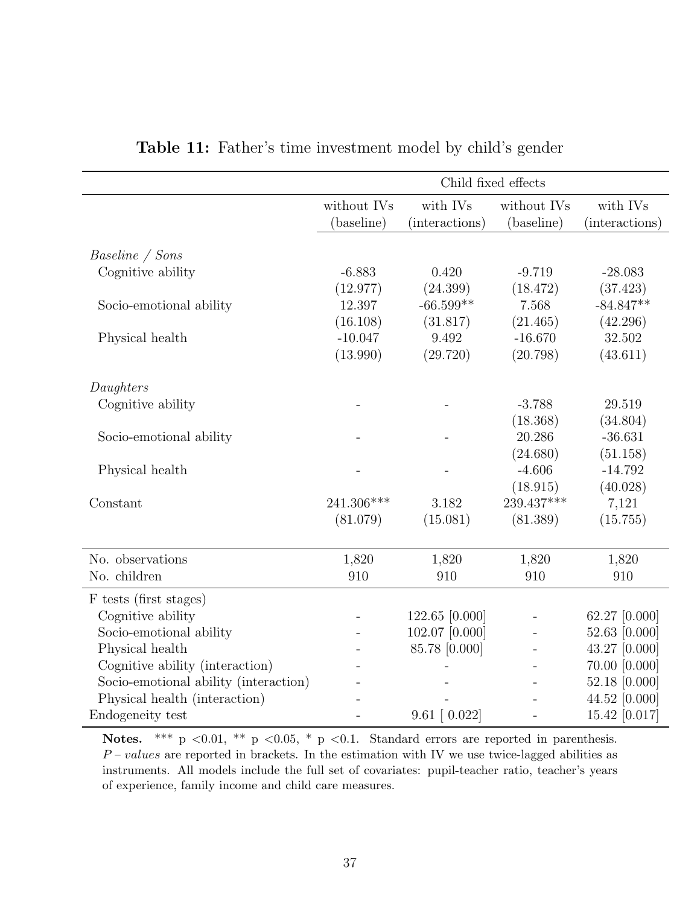**Table 11:** Father's time investment model by child's gender

| | Child fixed effects | | | |
|---|---|---|---|---|
| | without IVs (baseline) | with IVs (interactions) | without IVs (baseline) | with IVs (interactions) |
| *Baseline / Sons* | | | | |
| Cognitive ability | -6.883 | 0.420 | -9.719 | -28.083 |
| | (12.977) | (24.399) | (18.472) | (37.423) |
| Socio-emotional ability | 12.397 | -66.599** | 7.568 | -84.847** |
| | (16.108) | (31.817) | (21.465) | (42.296) |
| Physical health | -10.047 | 9.492 | -16.670 | 32.502 |
| | (13.990) | (29.720) | (20.798) | (43.611) |
| *Daughters* | | | | |
| Cognitive ability | - | - | -3.788 | 29.519 |
| | | | (18.368) | (34.804) |
| Socio-emotional ability | - | - | 20.286 | -36.631 |
| | | | (24.680) | (51.158) |
| Physical health | - | - | -4.606 | -14.792 |
| | | | (18.915) | (40.028) |
| Constant | 241.306*** | 3.182 | 239.437*** | 7,121 |
| | (81.079) | (15.081) | (81.389) | (15.755) |
| No. observations | 1,820 | 1,820 | 1,820 | 1,820 |
| No. children | 910 | 910 | 910 | 910 |
| F tests (first stages) | | | | |
| Cognitive ability | - | 122.65 [0.000] | - | 62.27 [0.000] |
| Socio-emotional ability | - | 102.07 [0.000] | - | 52.63 [0.000] |
| Physical health | - | 85.78 [0.000] | - | 43.27 [0.000] |
| Cognitive ability (interaction) | - | - | - | 70.00 [0.000] |
| Socio-emotional ability (interaction) | - | - | - | 52.18 [0.000] |
| Physical health (interaction) | - | - | - | 44.52 [0.000] |
| Endogeneity test | - | 9.61 [ 0.022] | - | 15.42 [0.017] |

**Notes.** *** p <0.01, ** p <0.05, * p <0.1. Standard errors are reported in parenthesis. $P-values$ are reported in brackets. In the estimation with IV we use twice-lagged abilities as instruments. All models include the full set of covariates: pupil-teacher ratio, teacher's years of experience, family income and child care measures.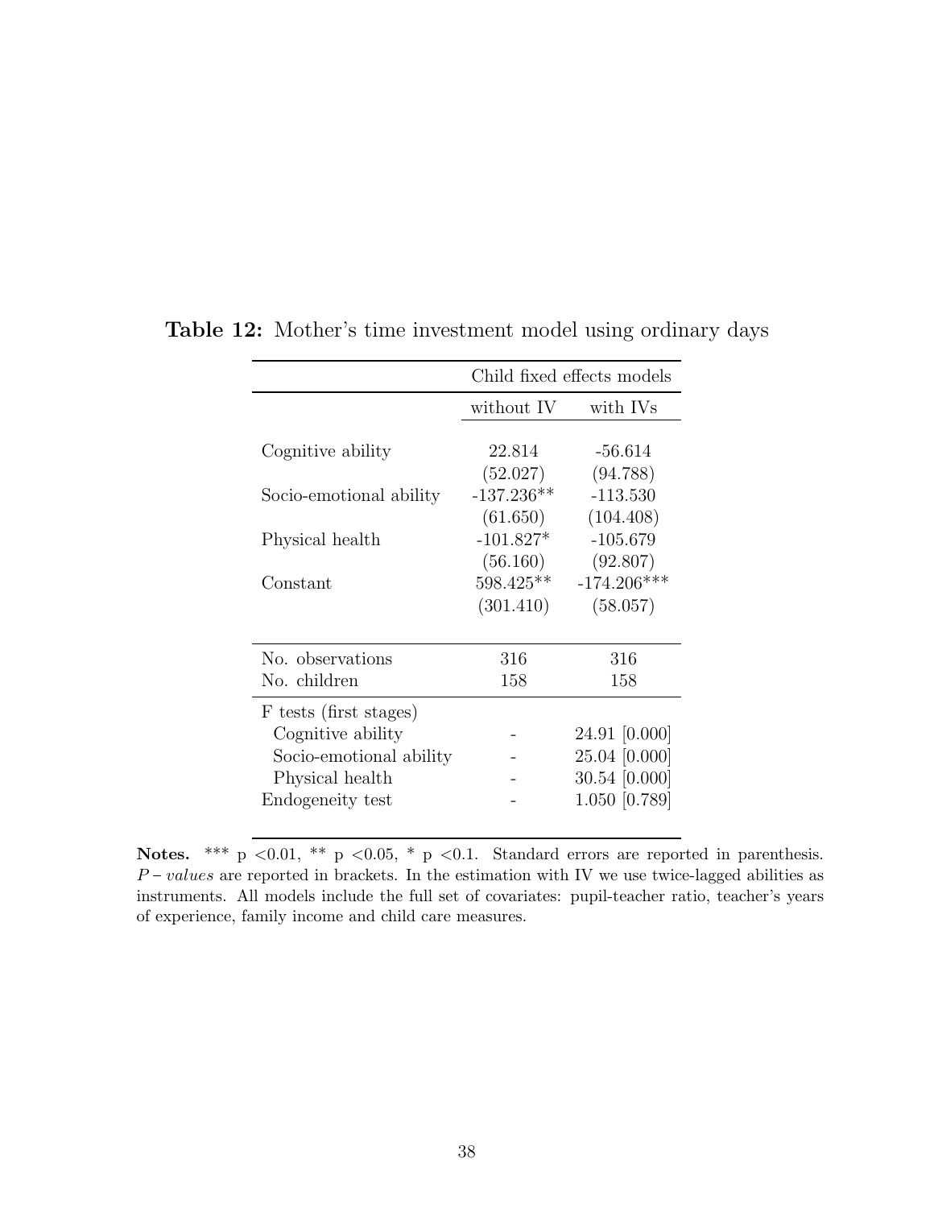**Table 12:** Mother's time investment model using ordinary days

| | Child fixed effects models | |
|---|---|---|
| | without IV | with IVs |
| Cognitive ability | 22.814 | -56.614 |
| | (52.027) | (94.788) |
| Socio-emotional ability | -137.236** | -113.530 |
| | (61.650) | (104.408) |
| Physical health | -101.827* | -105.679 |
| | (56.160) | (92.807) |
| Constant | 598.425** | -174.206*** |
| | (301.410) | (58.057) |
| No. observations | 316 | 316 |
| No. children | 158 | 158 |
| F tests (first stages) | | |
| Cognitive ability | - | 24.91 [0.000] |
| Socio-emotional ability | - | 25.04 [0.000] |
| Physical health | - | 30.54 [0.000] |
| Endogeneity test | - | 1.050 [0.789] |

**Notes.** *** p <0.01, ** p <0.05, * p <0.1. Standard errors are reported in parenthesis. $P-values$ are reported in brackets. In the estimation with IV we use twice-lagged abilities as instruments. All models include the full set of covariates: pupil-teacher ratio, teacher's years of experience, family income and child care measures.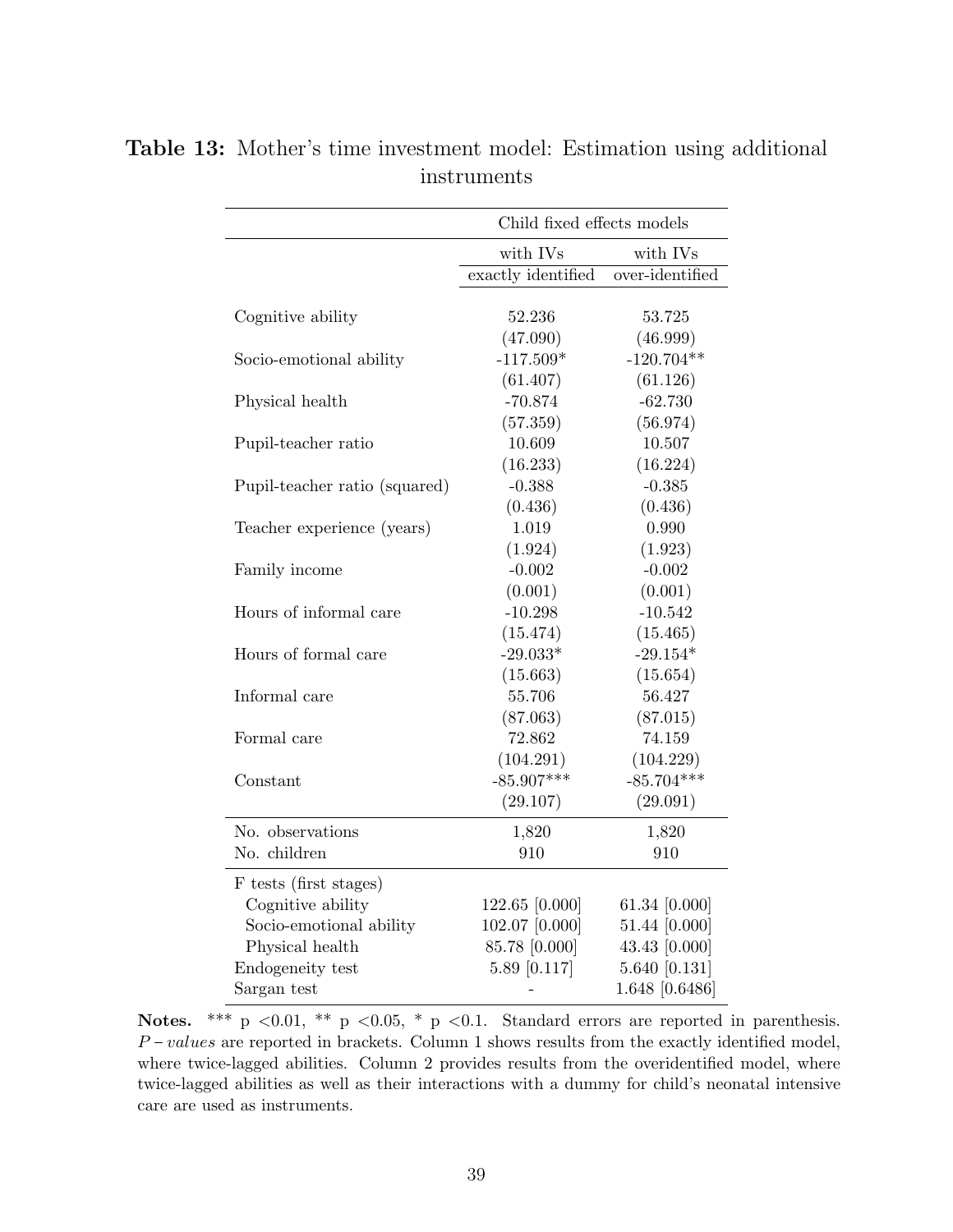**Table 13:** Mother's time investment model: Estimation using additional instruments

| | Child fixed effects models | |
|---|---|---|
| | with IVs | with IVs |
| | exactly identified | over-identified |
| Cognitive ability | 52.236 | 53.725 |
| | (47.090) | (46.999) |
| Socio-emotional ability | -117.509* | -120.704** |
| | (61.407) | (61.126) |
| Physical health | -70.874 | -62.730 |
| | (57.359) | (56.974) |
| Pupil-teacher ratio | 10.609 | 10.507 |
| | (16.233) | (16.224) |
| Pupil-teacher ratio (squared) | -0.388 | -0.385 |
| | (0.436) | (0.436) |
| Teacher experience (years) | 1.019 | 0.990 |
| | (1.924) | (1.923) |
| Family income | -0.002 | -0.002 |
| | (0.001) | (0.001) |
| Hours of informal care | -10.298 | -10.542 |
| | (15.474) | (15.465) |
| Hours of formal care | -29.033* | -29.154* |
| | (15.663) | (15.654) |
| Informal care | 55.706 | 56.427 |
| | (87.063) | (87.015) |
| Formal care | 72.862 | 74.159 |
| | (104.291) | (104.229) |
| Constant | -85.907*** | -85.704*** |
| | (29.107) | (29.091) |
| No. observations | 1,820 | 1,820 |
| No. children | 910 | 910 |
| F tests (first stages) | | |
| Cognitive ability | 122.65 [0.000] | 61.34 [0.000] |
| Socio-emotional ability | 102.07 [0.000] | 51.44 [0.000] |
| Physical health | 85.78 [0.000] | 43.43 [0.000] |
| Endogeneity test | 5.89 [0.117] | 5.640 [0.131] |
| Sargan test | - | 1.648 [0.6486] |

**Notes.** *** p <0.01, ** p <0.05, * p <0.1. Standard errors are reported in parenthesis. $P-values$ are reported in brackets. Column 1 shows results from the exactly identified model, where twice-lagged abilities. Column 2 provides results from the overidentified model, where twice-lagged abilities as well as their interactions with a dummy for child's neonatal intensive care are used as instruments.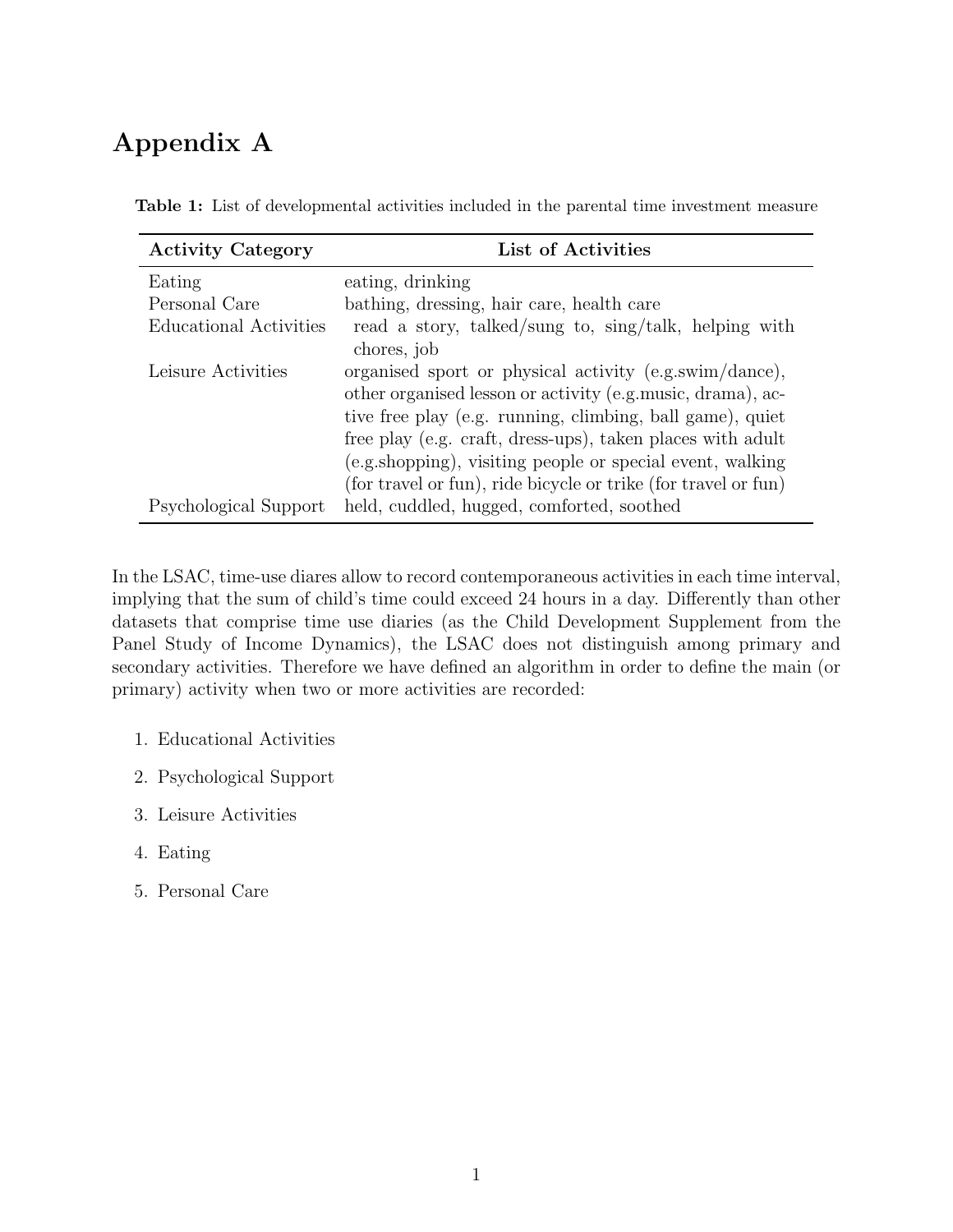# Appendix A

**Table 1:** List of developmental activities included in the parental time investment measure

| Activity Category | List of Activities |
|---|---|
| Eating | eating, drinking |
| Personal Care | bathing, dressing, hair care, health care |
| Educational Activities | read a story, talked/sung to, sing/talk, helping with chores, job |
| Leisure Activities | organised sport or physical activity (e.g.swim/dance), other organised lesson or activity (e.g.music, drama), active free play (e.g. running, climbing, ball game), quiet free play (e.g. craft, dress-ups), taken places with adult (e.g.shopping), visiting people or special event, walking (for travel or fun), ride bicycle or trike (for travel or fun) |
| Psychological Support | held, cuddled, hugged, comforted, soothed |

In the LSAC, time-use diares allow to record contemporaneous activities in each time interval, implying that the sum of child's time could exceed 24 hours in a day. Differently than other datasets that comprise time use diaries (as the Child Development Supplement from the Panel Study of Income Dynamics), the LSAC does not distinguish among primary and secondary activities. Therefore we have defined an algorithm in order to define the main (or primary) activity when two or more activities are recorded:

1. Educational Activities
2. Psychological Support
3. Leisure Activities
4. Eating
5. Personal Care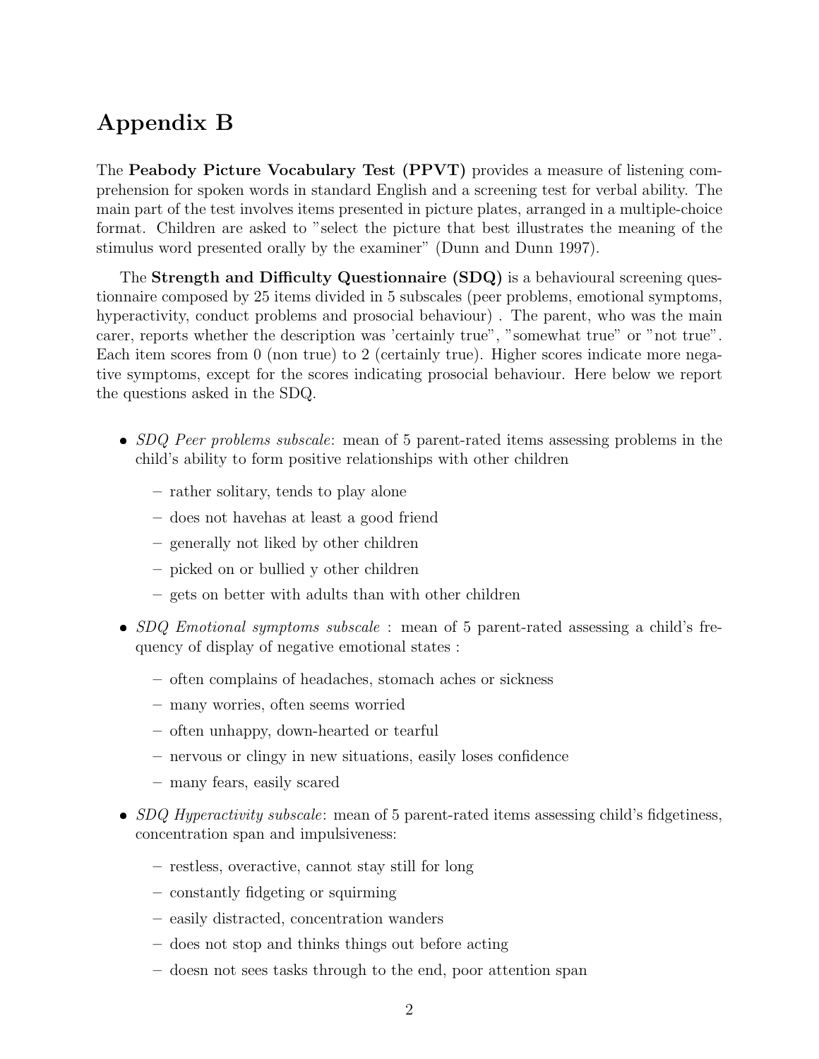# Appendix B

The **Peabody Picture Vocabulary Test (PPVT)** provides a measure of listening comprehension for spoken words in standard English and a screening test for verbal ability. The main part of the test involves items presented in picture plates, arranged in a multiple-choice format. Children are asked to "select the picture that best illustrates the meaning of the stimulus word presented orally by the examiner" (Dunn and Dunn 1997).

The **Strength and Difficulty Questionnaire (SDQ)** is a behavioural screening questionnaire composed by 25 items divided in 5 subscales (peer problems, emotional symptoms, hyperactivity, conduct problems and prosocial behaviour) . The parent, who was the main carer, reports whether the description was 'certainly true", "somewhat true" or "not true". Each item scores from 0 (non true) to 2 (certainly true). Higher scores indicate more negative symptoms, except for the scores indicating prosocial behaviour. Here below we report the questions asked in the SDQ.

- *SDQ Peer problems subscale*: mean of 5 parent-rated items assessing problems in the child's ability to form positive relationships with other children
  - rather solitary, tends to play alone
  - does not havehas at least a good friend
  - generally not liked by other children
  - picked on or bullied y other children
  - gets on better with adults than with other children
- *SDQ Emotional symptoms subscale* : mean of 5 parent-rated assessing a child's frequency of display of negative emotional states :
  - often complains of headaches, stomach aches or sickness
  - many worries, often seems worried
  - often unhappy, down-hearted or tearful
  - nervous or clingy in new situations, easily loses confidence
  - many fears, easily scared
- *SDQ Hyperactivity subscale*: mean of 5 parent-rated items assessing child's fidgetiness, concentration span and impulsiveness:
  - restless, overactive, cannot stay still for long
  - constantly fidgeting or squirming
  - easily distracted, concentration wanders
  - does not stop and thinks things out before acting
  - doesn not sees tasks through to the end, poor attention span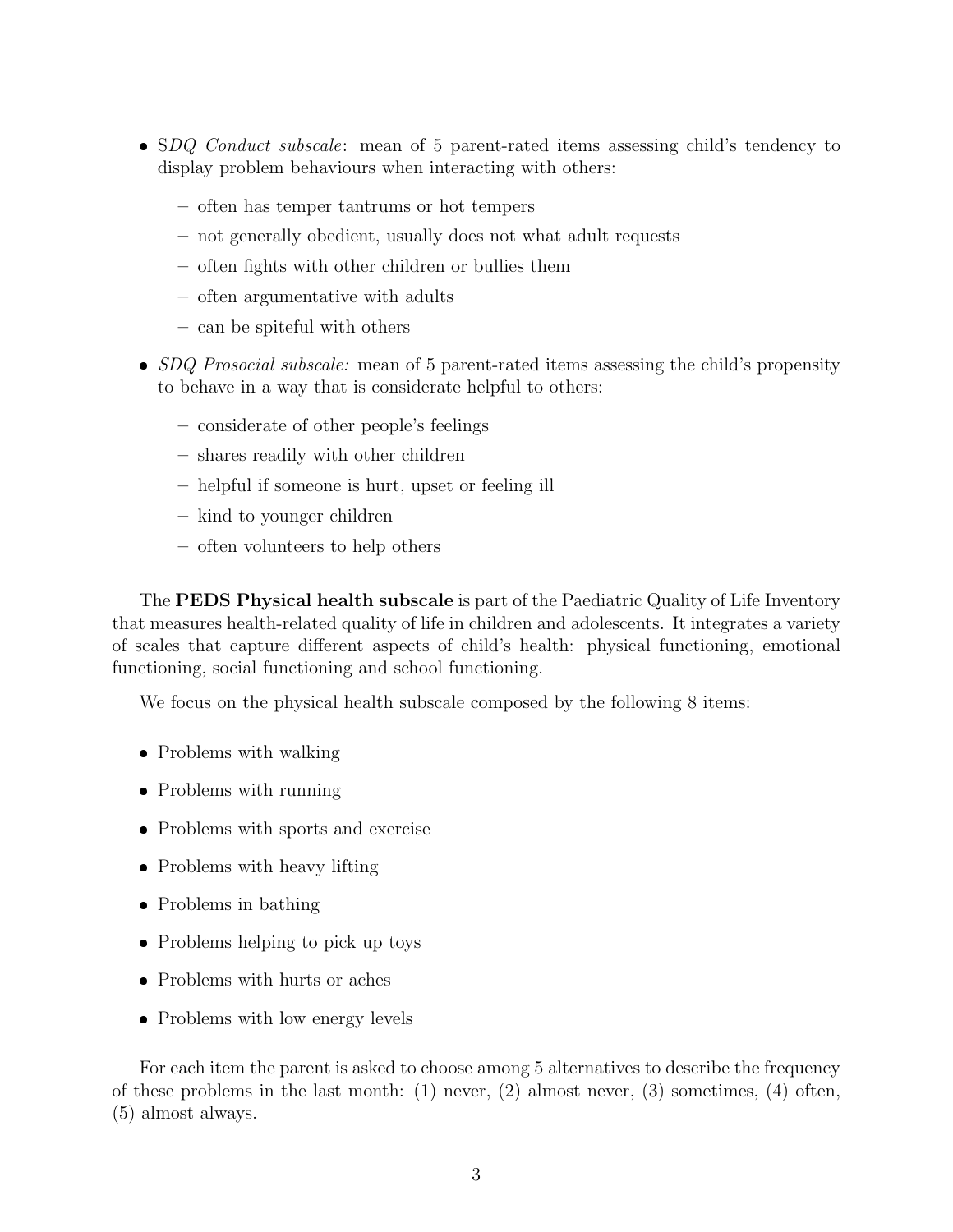- S*DQ Conduct subscale*: mean of 5 parent-rated items assessing child's tendency to display problem behaviours when interacting with others:
  - often has temper tantrums or hot tempers
  - not generally obedient, usually does not what adult requests
  - often fights with other children or bullies them
  - often argumentative with adults
  - can be spiteful with others
- *SDQ Prosocial subscale:* mean of 5 parent-rated items assessing the child's propensity to behave in a way that is considerate helpful to others:
  - considerate of other people's feelings
  - shares readily with other children
  - helpful if someone is hurt, upset or feeling ill
  - kind to younger children
  - often volunteers to help others

The **PEDS Physical health subscale** is part of the Paediatric Quality of Life Inventory that measures health-related quality of life in children and adolescents. It integrates a variety of scales that capture different aspects of child's health: physical functioning, emotional functioning, social functioning and school functioning.

We focus on the physical health subscale composed by the following 8 items:

- Problems with walking
- Problems with running
- Problems with sports and exercise
- Problems with heavy lifting
- Problems in bathing
- Problems helping to pick up toys
- Problems with hurts or aches
- Problems with low energy levels

For each item the parent is asked to choose among 5 alternatives to describe the frequency of these problems in the last month: (1) never, (2) almost never, (3) sometimes, (4) often, (5) almost always.